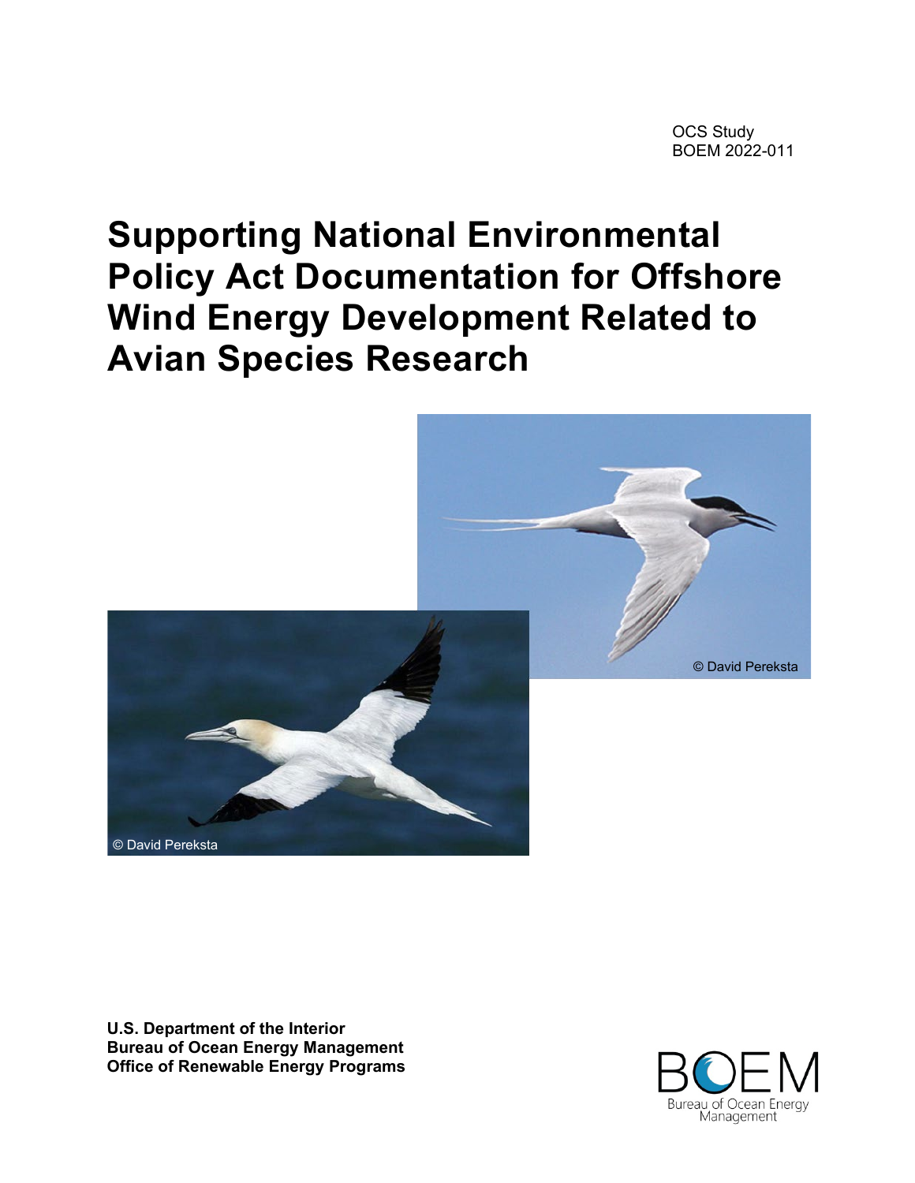OCS Study
BOEM 2022-011

# Supporting National Environmental Policy Act Documentation for Offshore Wind Energy Development Related to Avian Species Research

© David Pereksta

© David Pereksta

**U.S. Department of the Interior**
**Bureau of Ocean Energy Management**
**Office of Renewable Energy Programs**

BOEM
Bureau of Ocean Energy Management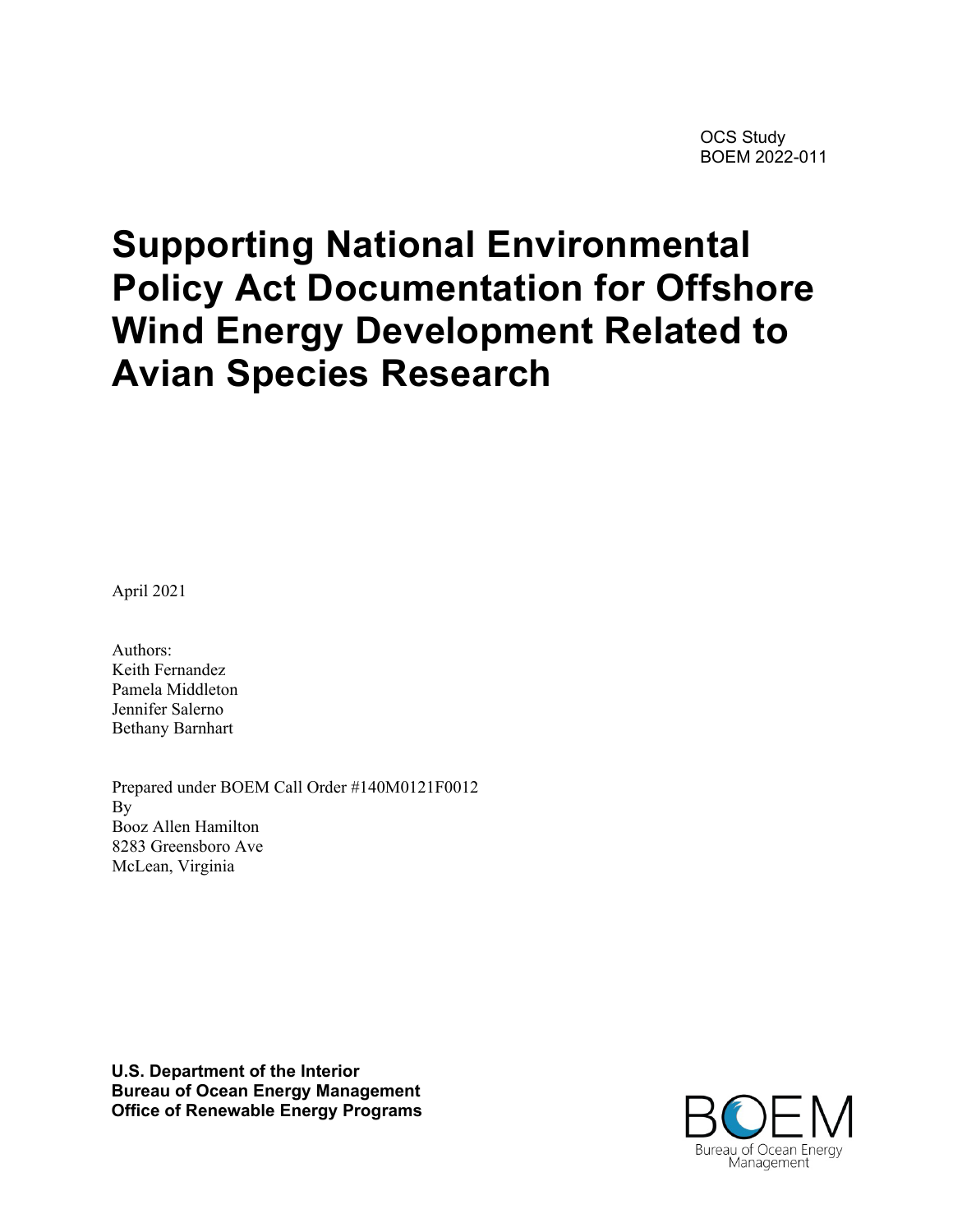OCS Study
BOEM 2022-011

# Supporting National Environmental Policy Act Documentation for Offshore Wind Energy Development Related to Avian Species Research

April 2021

Authors:
Keith Fernandez
Pamela Middleton
Jennifer Salerno
Bethany Barnhart

Prepared under BOEM Call Order #140M0121F0012
By
Booz Allen Hamilton
8283 Greensboro Ave
McLean, Virginia

**U.S. Department of the Interior**
**Bureau of Ocean Energy Management**
**Office of Renewable Energy Programs**

BOEM
Bureau of Ocean Energy Management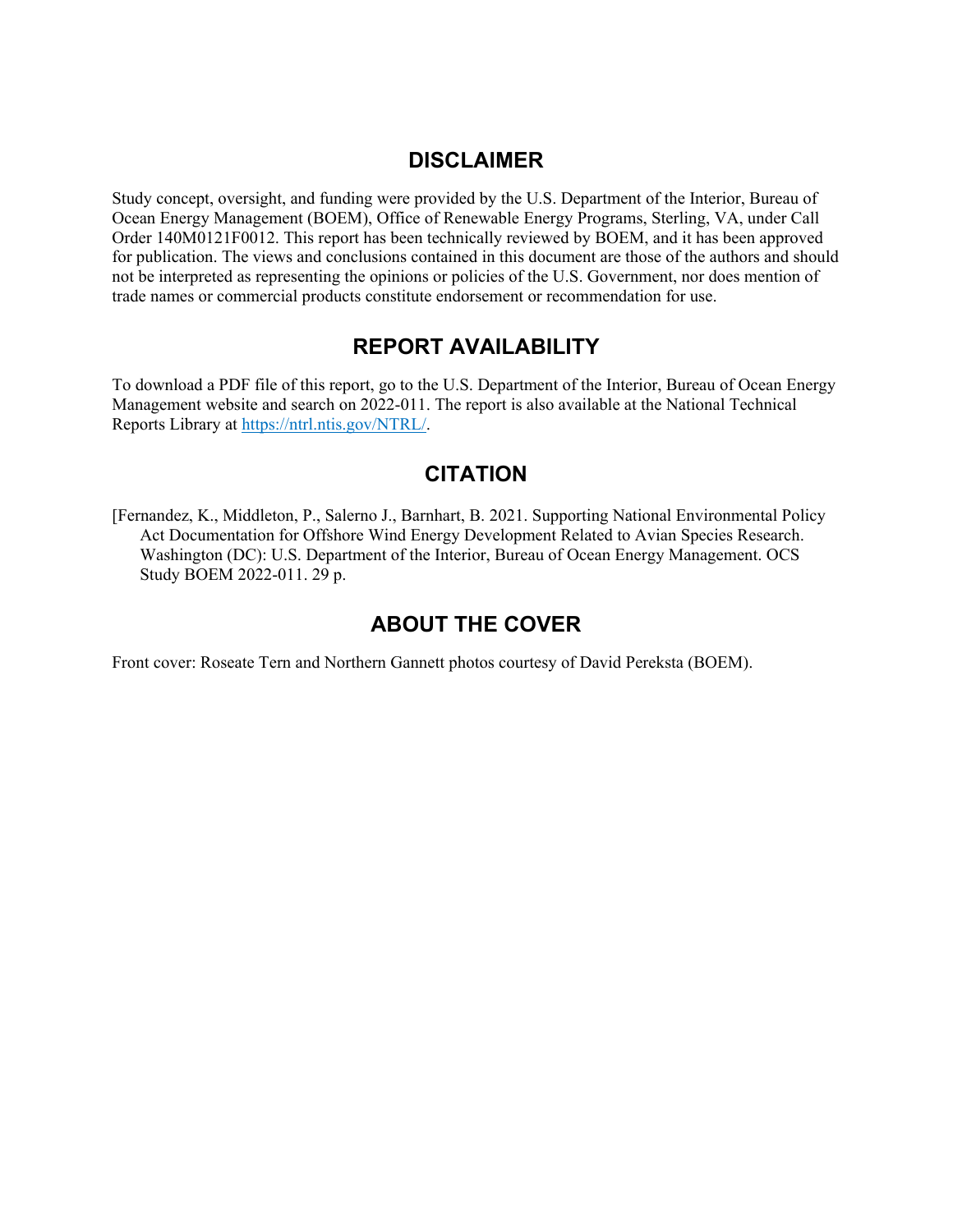## DISCLAIMER

Study concept, oversight, and funding were provided by the U.S. Department of the Interior, Bureau of Ocean Energy Management (BOEM), Office of Renewable Energy Programs, Sterling, VA, under Call Order 140M0121F0012. This report has been technically reviewed by BOEM, and it has been approved for publication. The views and conclusions contained in this document are those of the authors and should not be interpreted as representing the opinions or policies of the U.S. Government, nor does mention of trade names or commercial products constitute endorsement or recommendation for use.

## REPORT AVAILABILITY

To download a PDF file of this report, go to the U.S. Department of the Interior, Bureau of Ocean Energy Management website and search on 2022-011. The report is also available at the National Technical Reports Library at https://ntrl.ntis.gov/NTRL/.

## CITATION

[Fernandez, K., Middleton, P., Salerno J., Barnhart, B. 2021. Supporting National Environmental Policy Act Documentation for Offshore Wind Energy Development Related to Avian Species Research. Washington (DC): U.S. Department of the Interior, Bureau of Ocean Energy Management. OCS Study BOEM 2022-011. 29 p.

## ABOUT THE COVER

Front cover: Roseate Tern and Northern Gannett photos courtesy of David Pereksta (BOEM).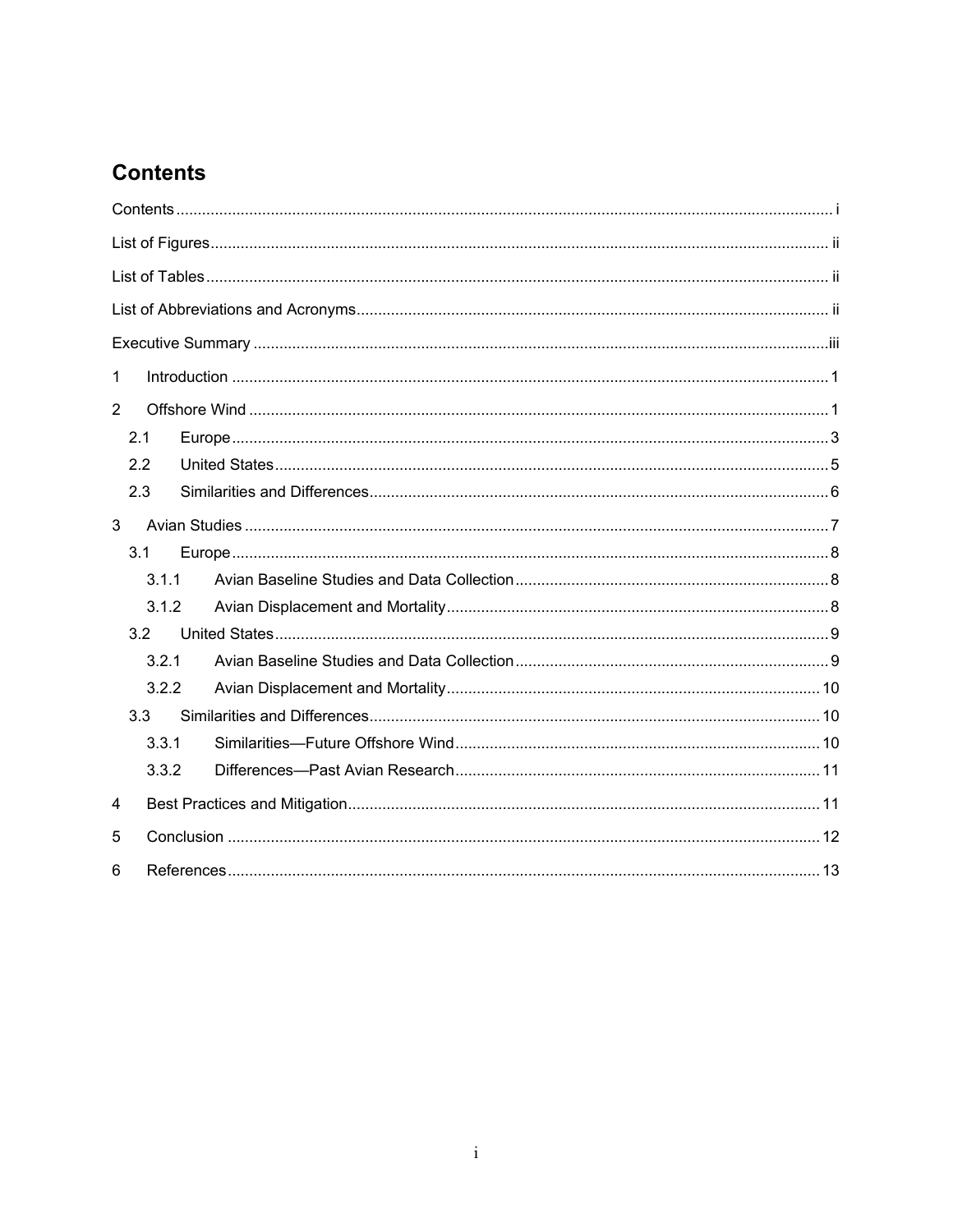# Contents

Contents ..................................................................................................................................... i

List of Figures ............................................................................................................................ ii

List of Tables ............................................................................................................................. ii

List of Abbreviations and Acronyms .......................................................................................... ii

Executive Summary .................................................................................................................. iii

1 Introduction ............................................................................................................................ 1

2 Offshore Wind ........................................................................................................................ 1

- 2.1 Europe ............................................................................................................................ 3
- 2.2 United States .................................................................................................................. 5
- 2.3 Similarities and Differences ............................................................................................ 6

3 Avian Studies .......................................................................................................................... 7

- 3.1 Europe ............................................................................................................................ 8
  - 3.1.1 Avian Baseline Studies and Data Collection ............................................................... 8
  - 3.1.2 Avian Displacement and Mortality .............................................................................. 8
- 3.2 United States .................................................................................................................. 9
  - 3.2.1 Avian Baseline Studies and Data Collection ............................................................... 9
  - 3.2.2 Avian Displacement and Mortality ............................................................................ 10
- 3.3 Similarities and Differences .......................................................................................... 10
  - 3.3.1 Similarities—Future Offshore Wind .......................................................................... 10
  - 3.3.2 Differences—Past Avian Research ........................................................................... 11

4 Best Practices and Mitigation ................................................................................................ 11

5 Conclusion ............................................................................................................................ 12

6 References ............................................................................................................................ 13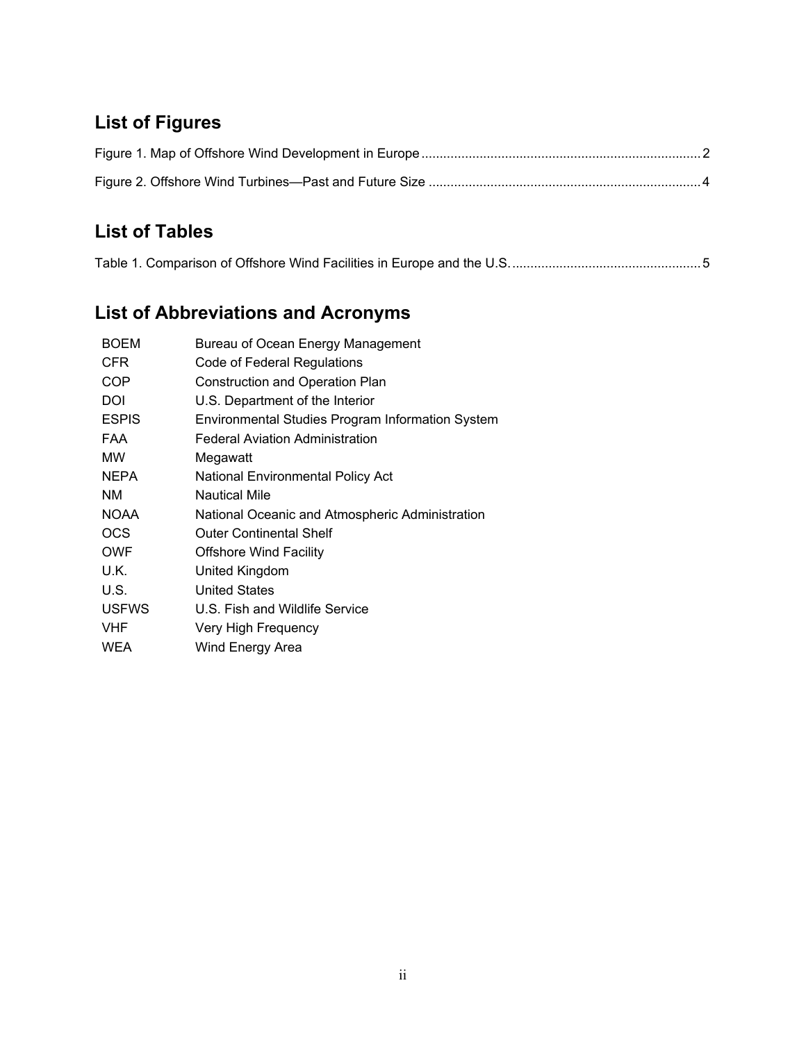## List of Figures

Figure 1. Map of Offshore Wind Development in Europe ............................................................................ 2

Figure 2. Offshore Wind Turbines—Past and Future Size .......................................................................... 4

## List of Tables

Table 1. Comparison of Offshore Wind Facilities in Europe and the U.S. ................................................... 5

## List of Abbreviations and Acronyms

| | |
|---|---|
| BOEM | Bureau of Ocean Energy Management |
| CFR | Code of Federal Regulations |
| COP | Construction and Operation Plan |
| DOI | U.S. Department of the Interior |
| ESPIS | Environmental Studies Program Information System |
| FAA | Federal Aviation Administration |
| MW | Megawatt |
| NEPA | National Environmental Policy Act |
| NM | Nautical Mile |
| NOAA | National Oceanic and Atmospheric Administration |
| OCS | Outer Continental Shelf |
| OWF | Offshore Wind Facility |
| U.K. | United Kingdom |
| U.S. | United States |
| USFWS | U.S. Fish and Wildlife Service |
| VHF | Very High Frequency |
| WEA | Wind Energy Area |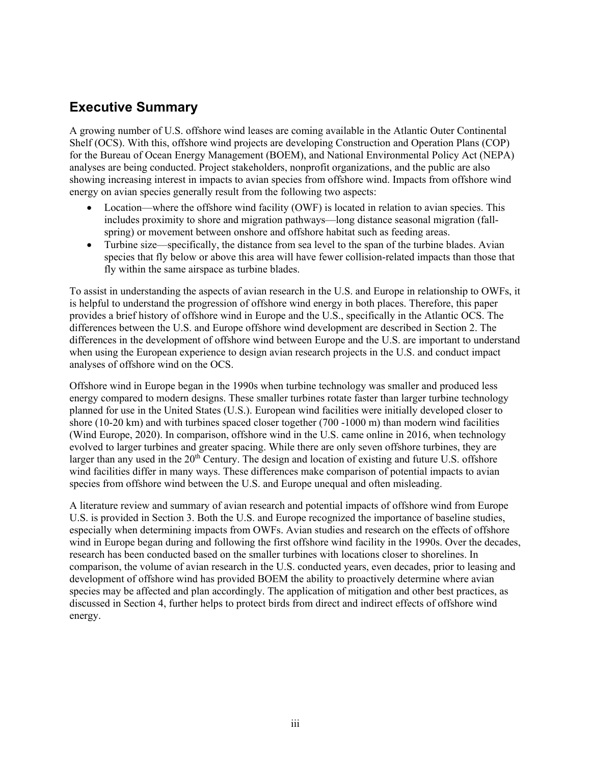## Executive Summary

A growing number of U.S. offshore wind leases are coming available in the Atlantic Outer Continental Shelf (OCS). With this, offshore wind projects are developing Construction and Operation Plans (COP) for the Bureau of Ocean Energy Management (BOEM), and National Environmental Policy Act (NEPA) analyses are being conducted. Project stakeholders, nonprofit organizations, and the public are also showing increasing interest in impacts to avian species from offshore wind. Impacts from offshore wind energy on avian species generally result from the following two aspects:

- Location—where the offshore wind facility (OWF) is located in relation to avian species. This includes proximity to shore and migration pathways—long distance seasonal migration (fall-spring) or movement between onshore and offshore habitat such as feeding areas.
- Turbine size—specifically, the distance from sea level to the span of the turbine blades. Avian species that fly below or above this area will have fewer collision-related impacts than those that fly within the same airspace as turbine blades.

To assist in understanding the aspects of avian research in the U.S. and Europe in relationship to OWFs, it is helpful to understand the progression of offshore wind energy in both places. Therefore, this paper provides a brief history of offshore wind in Europe and the U.S., specifically in the Atlantic OCS. The differences between the U.S. and Europe offshore wind development are described in Section 2. The differences in the development of offshore wind between Europe and the U.S. are important to understand when using the European experience to design avian research projects in the U.S. and conduct impact analyses of offshore wind on the OCS.

Offshore wind in Europe began in the 1990s when turbine technology was smaller and produced less energy compared to modern designs. These smaller turbines rotate faster than larger turbine technology planned for use in the United States (U.S.). European wind facilities were initially developed closer to shore (10-20 km) and with turbines spaced closer together (700 -1000 m) than modern wind facilities (Wind Europe, 2020). In comparison, offshore wind in the U.S. came online in 2016, when technology evolved to larger turbines and greater spacing. While there are only seven offshore turbines, they are larger than any used in the 20th Century. The design and location of existing and future U.S. offshore wind facilities differ in many ways. These differences make comparison of potential impacts to avian species from offshore wind between the U.S. and Europe unequal and often misleading.

A literature review and summary of avian research and potential impacts of offshore wind from Europe U.S. is provided in Section 3. Both the U.S. and Europe recognized the importance of baseline studies, especially when determining impacts from OWFs. Avian studies and research on the effects of offshore wind in Europe began during and following the first offshore wind facility in the 1990s. Over the decades, research has been conducted based on the smaller turbines with locations closer to shorelines. In comparison, the volume of avian research in the U.S. conducted years, even decades, prior to leasing and development of offshore wind has provided BOEM the ability to proactively determine where avian species may be affected and plan accordingly. The application of mitigation and other best practices, as discussed in Section 4, further helps to protect birds from direct and indirect effects of offshore wind energy.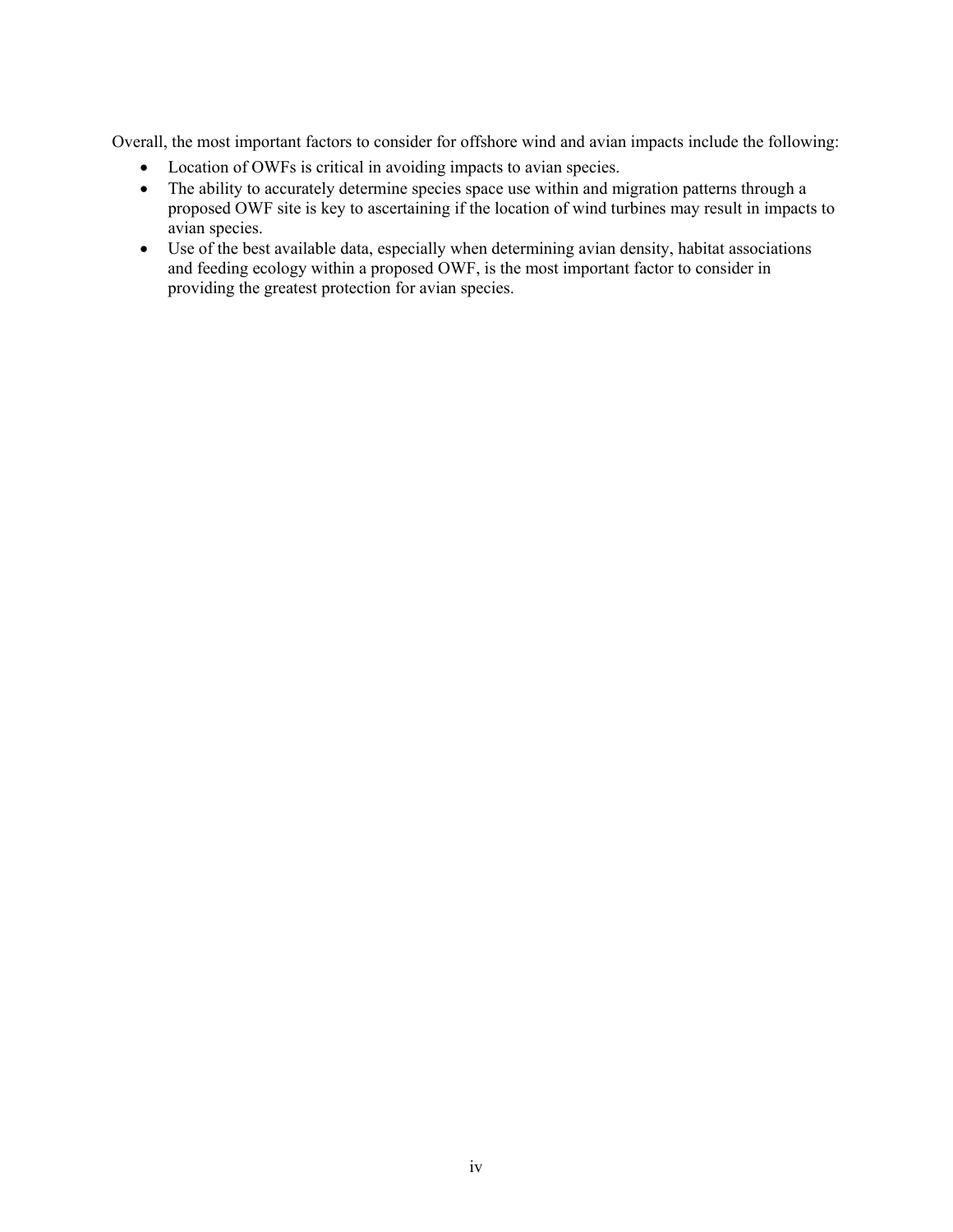Overall, the most important factors to consider for offshore wind and avian impacts include the following:

- Location of OWFs is critical in avoiding impacts to avian species.
- The ability to accurately determine species space use within and migration patterns through a proposed OWF site is key to ascertaining if the location of wind turbines may result in impacts to avian species.
- Use of the best available data, especially when determining avian density, habitat associations and feeding ecology within a proposed OWF, is the most important factor to consider in providing the greatest protection for avian species.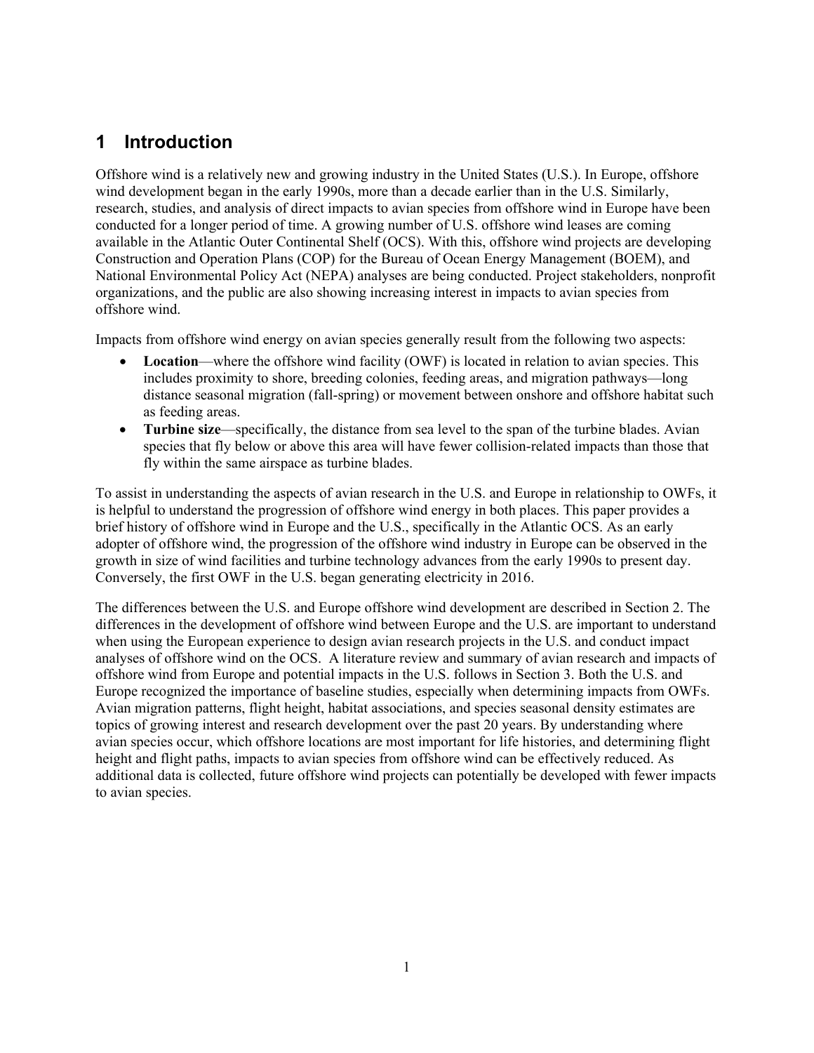# 1 Introduction

Offshore wind is a relatively new and growing industry in the United States (U.S.). In Europe, offshore wind development began in the early 1990s, more than a decade earlier than in the U.S. Similarly, research, studies, and analysis of direct impacts to avian species from offshore wind in Europe have been conducted for a longer period of time. A growing number of U.S. offshore wind leases are coming available in the Atlantic Outer Continental Shelf (OCS). With this, offshore wind projects are developing Construction and Operation Plans (COP) for the Bureau of Ocean Energy Management (BOEM), and National Environmental Policy Act (NEPA) analyses are being conducted. Project stakeholders, nonprofit organizations, and the public are also showing increasing interest in impacts to avian species from offshore wind.

Impacts from offshore wind energy on avian species generally result from the following two aspects:

- **Location**—where the offshore wind facility (OWF) is located in relation to avian species. This includes proximity to shore, breeding colonies, feeding areas, and migration pathways—long distance seasonal migration (fall-spring) or movement between onshore and offshore habitat such as feeding areas.
- **Turbine size**—specifically, the distance from sea level to the span of the turbine blades. Avian species that fly below or above this area will have fewer collision-related impacts than those that fly within the same airspace as turbine blades.

To assist in understanding the aspects of avian research in the U.S. and Europe in relationship to OWFs, it is helpful to understand the progression of offshore wind energy in both places. This paper provides a brief history of offshore wind in Europe and the U.S., specifically in the Atlantic OCS. As an early adopter of offshore wind, the progression of the offshore wind industry in Europe can be observed in the growth in size of wind facilities and turbine technology advances from the early 1990s to present day. Conversely, the first OWF in the U.S. began generating electricity in 2016.

The differences between the U.S. and Europe offshore wind development are described in Section 2. The differences in the development of offshore wind between Europe and the U.S. are important to understand when using the European experience to design avian research projects in the U.S. and conduct impact analyses of offshore wind on the OCS. A literature review and summary of avian research and impacts of offshore wind from Europe and potential impacts in the U.S. follows in Section 3. Both the U.S. and Europe recognized the importance of baseline studies, especially when determining impacts from OWFs. Avian migration patterns, flight height, habitat associations, and species seasonal density estimates are topics of growing interest and research development over the past 20 years. By understanding where avian species occur, which offshore locations are most important for life histories, and determining flight height and flight paths, impacts to avian species from offshore wind can be effectively reduced. As additional data is collected, future offshore wind projects can potentially be developed with fewer impacts to avian species.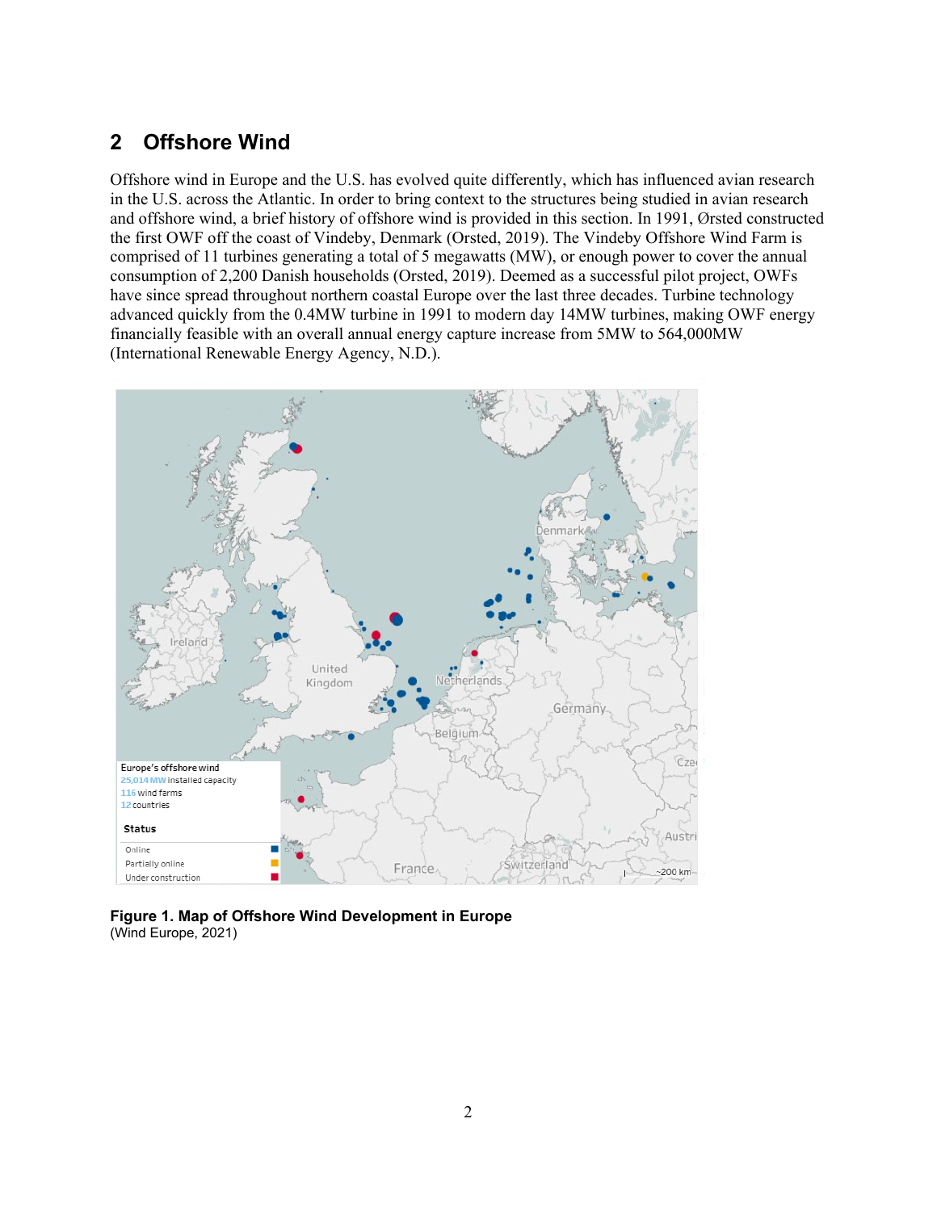## 2 Offshore Wind

Offshore wind in Europe and the U.S. has evolved quite differently, which has influenced avian research in the U.S. across the Atlantic. In order to bring context to the structures being studied in avian research and offshore wind, a brief history of offshore wind is provided in this section. In 1991, Ørsted constructed the first OWF off the coast of Vindeby, Denmark (Orsted, 2019). The Vindeby Offshore Wind Farm is comprised of 11 turbines generating a total of 5 megawatts (MW), or enough power to cover the annual consumption of 2,200 Danish households (Orsted, 2019). Deemed as a successful pilot project, OWFs have since spread throughout northern coastal Europe over the last three decades. Turbine technology advanced quickly from the 0.4MW turbine in 1991 to modern day 14MW turbines, making OWF energy financially feasible with an overall annual energy capture increase from 5MW to 564,000MW (International Renewable Energy Agency, N.D.).

**Figure 1. Map of Offshore Wind Development in Europe**
(Wind Europe, 2021)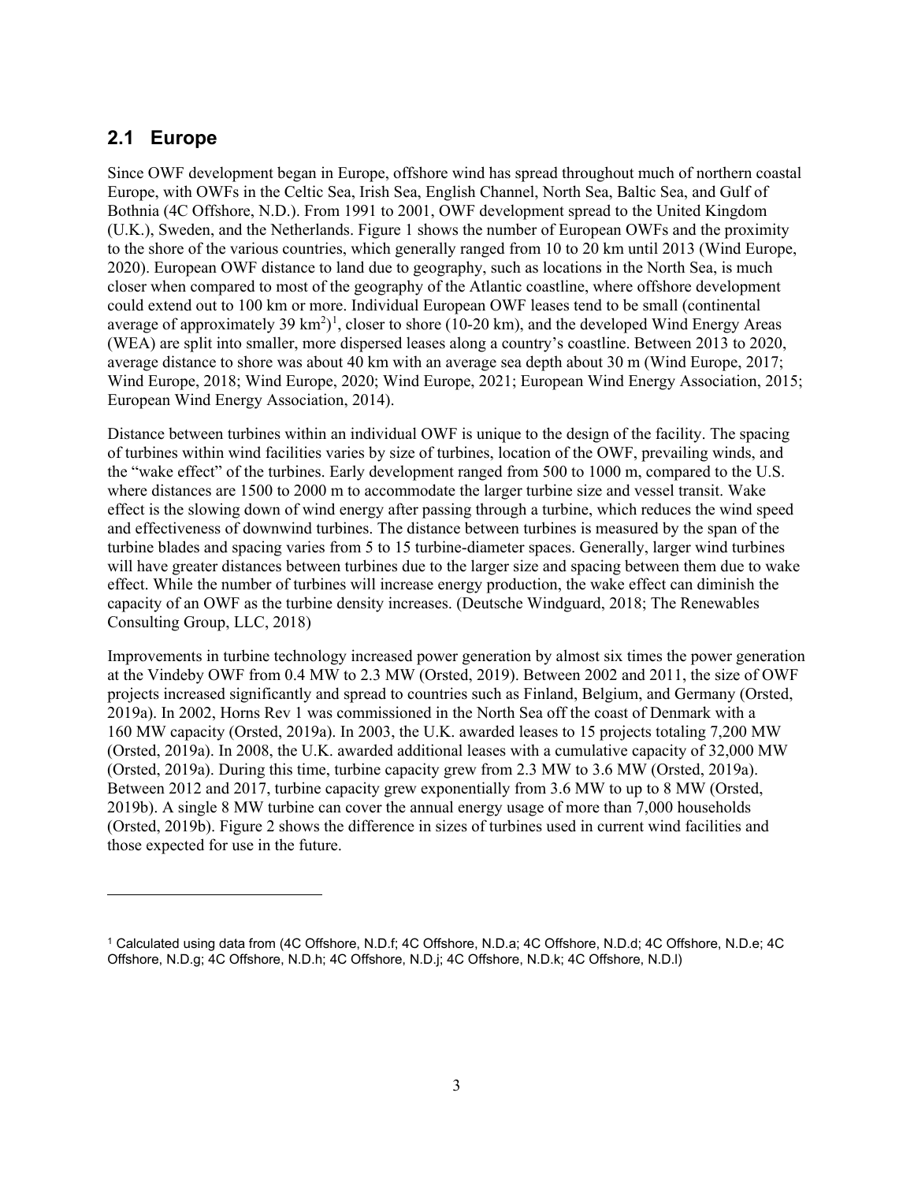## 2.1 Europe

Since OWF development began in Europe, offshore wind has spread throughout much of northern coastal Europe, with OWFs in the Celtic Sea, Irish Sea, English Channel, North Sea, Baltic Sea, and Gulf of Bothnia (4C Offshore, N.D.). From 1991 to 2001, OWF development spread to the United Kingdom (U.K.), Sweden, and the Netherlands. Figure 1 shows the number of European OWFs and the proximity to the shore of the various countries, which generally ranged from 10 to 20 km until 2013 (Wind Europe, 2020). European OWF distance to land due to geography, such as locations in the North Sea, is much closer when compared to most of the geography of the Atlantic coastline, where offshore development could extend out to 100 km or more. Individual European OWF leases tend to be small (continental average of approximately 39 $km^2$)[1], closer to shore (10-20 km), and the developed Wind Energy Areas (WEA) are split into smaller, more dispersed leases along a country's coastline. Between 2013 to 2020, average distance to shore was about 40 km with an average sea depth about 30 m (Wind Europe, 2017; Wind Europe, 2018; Wind Europe, 2020; Wind Europe, 2021; European Wind Energy Association, 2015; European Wind Energy Association, 2014).

Distance between turbines within an individual OWF is unique to the design of the facility. The spacing of turbines within wind facilities varies by size of turbines, location of the OWF, prevailing winds, and the "wake effect" of the turbines. Early development ranged from 500 to 1000 m, compared to the U.S. where distances are 1500 to 2000 m to accommodate the larger turbine size and vessel transit. Wake effect is the slowing down of wind energy after passing through a turbine, which reduces the wind speed and effectiveness of downwind turbines. The distance between turbines is measured by the span of the turbine blades and spacing varies from 5 to 15 turbine-diameter spaces. Generally, larger wind turbines will have greater distances between turbines due to the larger size and spacing between them due to wake effect. While the number of turbines will increase energy production, the wake effect can diminish the capacity of an OWF as the turbine density increases. (Deutsche Windguard, 2018; The Renewables Consulting Group, LLC, 2018)

Improvements in turbine technology increased power generation by almost six times the power generation at the Vindeby OWF from 0.4 MW to 2.3 MW (Orsted, 2019). Between 2002 and 2011, the size of OWF projects increased significantly and spread to countries such as Finland, Belgium, and Germany (Orsted, 2019a). In 2002, Horns Rev 1 was commissioned in the North Sea off the coast of Denmark with a 160 MW capacity (Orsted, 2019a). In 2003, the U.K. awarded leases to 15 projects totaling 7,200 MW (Orsted, 2019a). In 2008, the U.K. awarded additional leases with a cumulative capacity of 32,000 MW (Orsted, 2019a). During this time, turbine capacity grew from 2.3 MW to 3.6 MW (Orsted, 2019a). Between 2012 and 2017, turbine capacity grew exponentially from 3.6 MW to up to 8 MW (Orsted, 2019b). A single 8 MW turbine can cover the annual energy usage of more than 7,000 households (Orsted, 2019b). Figure 2 shows the difference in sizes of turbines used in current wind facilities and those expected for use in the future.

---

[1] Calculated using data from (4C Offshore, N.D.f; 4C Offshore, N.D.a; 4C Offshore, N.D.d; 4C Offshore, N.D.e; 4C Offshore, N.D.g; 4C Offshore, N.D.h; 4C Offshore, N.D.j; 4C Offshore, N.D.k; 4C Offshore, N.D.l)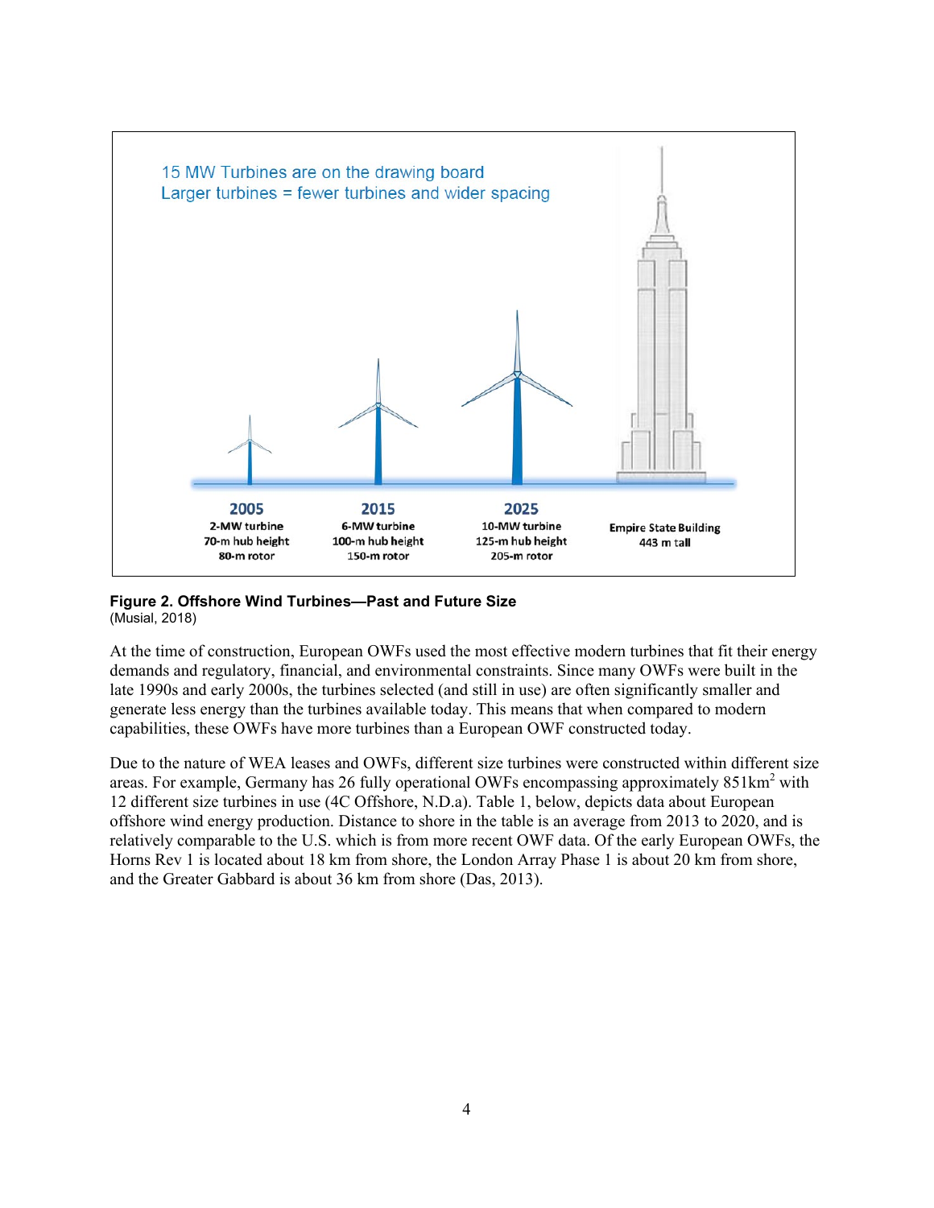15 MW Turbines are on the drawing board
Larger turbines = fewer turbines and wider spacing

| 2005 | 2015 | 2025 | |
|---|---|---|---|
| 2-MW turbine | 6-MW turbine | 10-MW turbine | Empire State Building |
| 70-m hub height | 100-m hub height | 125-m hub height | 443 m tall |
| 80-m rotor | 150-m rotor | 205-m rotor | |

**Figure 2. Offshore Wind Turbines—Past and Future Size**
(Musial, 2018)

At the time of construction, European OWFs used the most effective modern turbines that fit their energy demands and regulatory, financial, and environmental constraints. Since many OWFs were built in the late 1990s and early 2000s, the turbines selected (and still in use) are often significantly smaller and generate less energy than the turbines available today. This means that when compared to modern capabilities, these OWFs have more turbines than a European OWF constructed today.

Due to the nature of WEA leases and OWFs, different size turbines were constructed within different size areas. For example, Germany has 26 fully operational OWFs encompassing approximately 851km$^2$ with 12 different size turbines in use (4C Offshore, N.D.a). Table 1, below, depicts data about European offshore wind energy production. Distance to shore in the table is an average from 2013 to 2020, and is relatively comparable to the U.S. which is from more recent OWF data. Of the early European OWFs, the Horns Rev 1 is located about 18 km from shore, the London Array Phase 1 is about 20 km from shore, and the Greater Gabbard is about 36 km from shore (Das, 2013).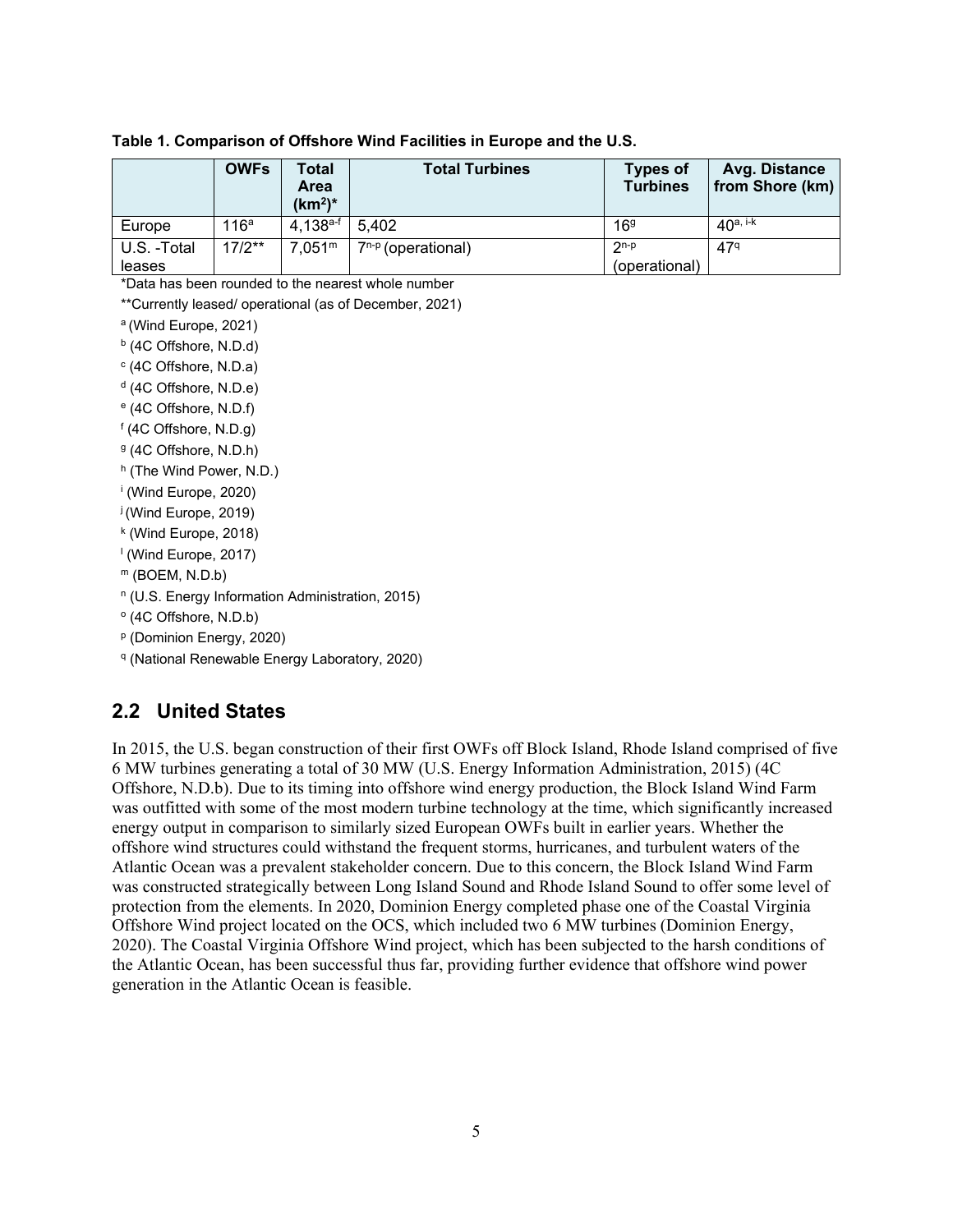**Table 1. Comparison of Offshore Wind Facilities in Europe and the U.S.**

| | OWFs | Total Area ($km^2$)* | Total Turbines | Types of Turbines | Avg. Distance from Shore (km) |
|---|---|---|---|---|---|
| Europe | 116[a] | 4,138[a-f] | 5,402 | 16[g] | 40[a, i-k] |
| U.S. -Total leases | 17/2** | 7,051[m] | 7[n-p] (operational) | 2[n-p] (operational) | 47[q] |

*Data has been rounded to the nearest whole number

**Currently leased/ operational (as of December, 2021)

[a] (Wind Europe, 2021)

[b] (4C Offshore, N.D.d)

[c] (4C Offshore, N.D.a)

[d] (4C Offshore, N.D.e)

[e] (4C Offshore, N.D.f)

[f] (4C Offshore, N.D.g)

[g] (4C Offshore, N.D.h)

[h] (The Wind Power, N.D.)

[i] (Wind Europe, 2020)

[j] (Wind Europe, 2019)

[k] (Wind Europe, 2018)

[l] (Wind Europe, 2017)

[m] (BOEM, N.D.b)

[n] (U.S. Energy Information Administration, 2015)

[o] (4C Offshore, N.D.b)

[p] (Dominion Energy, 2020)

[q] (National Renewable Energy Laboratory, 2020)

## 2.2 United States

In 2015, the U.S. began construction of their first OWFs off Block Island, Rhode Island comprised of five 6 MW turbines generating a total of 30 MW (U.S. Energy Information Administration, 2015) (4C Offshore, N.D.b). Due to its timing into offshore wind energy production, the Block Island Wind Farm was outfitted with some of the most modern turbine technology at the time, which significantly increased energy output in comparison to similarly sized European OWFs built in earlier years. Whether the offshore wind structures could withstand the frequent storms, hurricanes, and turbulent waters of the Atlantic Ocean was a prevalent stakeholder concern. Due to this concern, the Block Island Wind Farm was constructed strategically between Long Island Sound and Rhode Island Sound to offer some level of protection from the elements. In 2020, Dominion Energy completed phase one of the Coastal Virginia Offshore Wind project located on the OCS, which included two 6 MW turbines (Dominion Energy, 2020). The Coastal Virginia Offshore Wind project, which has been subjected to the harsh conditions of the Atlantic Ocean, has been successful thus far, providing further evidence that offshore wind power generation in the Atlantic Ocean is feasible.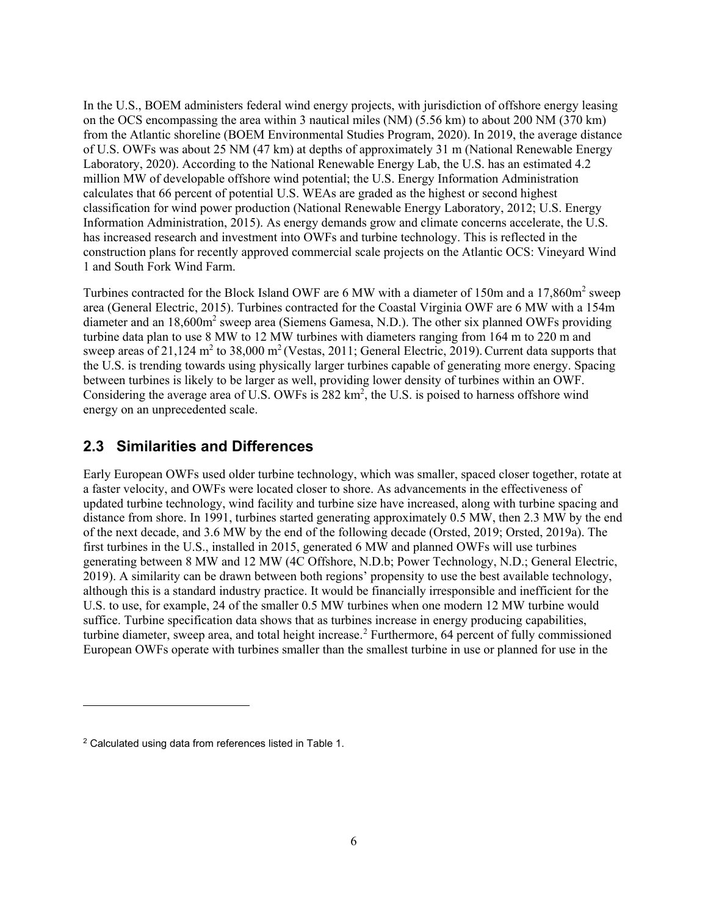In the U.S., BOEM administers federal wind energy projects, with jurisdiction of offshore energy leasing on the OCS encompassing the area within 3 nautical miles (NM) (5.56 km) to about 200 NM (370 km) from the Atlantic shoreline (BOEM Environmental Studies Program, 2020). In 2019, the average distance of U.S. OWFs was about 25 NM (47 km) at depths of approximately 31 m (National Renewable Energy Laboratory, 2020). According to the National Renewable Energy Lab, the U.S. has an estimated 4.2 million MW of developable offshore wind potential; the U.S. Energy Information Administration calculates that 66 percent of potential U.S. WEAs are graded as the highest or second highest classification for wind power production (National Renewable Energy Laboratory, 2012; U.S. Energy Information Administration, 2015). As energy demands grow and climate concerns accelerate, the U.S. has increased research and investment into OWFs and turbine technology. This is reflected in the construction plans for recently approved commercial scale projects on the Atlantic OCS: Vineyard Wind 1 and South Fork Wind Farm.

Turbines contracted for the Block Island OWF are 6 MW with a diameter of 150m and a 17,860m$^2$ sweep area (General Electric, 2015). Turbines contracted for the Coastal Virginia OWF are 6 MW with a 154m diameter and an 18,600m$^2$ sweep area (Siemens Gamesa, N.D.). The other six planned OWFs providing turbine data plan to use 8 MW to 12 MW turbines with diameters ranging from 164 m to 220 m and sweep areas of 21,124 m$^2$ to 38,000 m$^2$ (Vestas, 2011; General Electric, 2019). Current data supports that the U.S. is trending towards using physically larger turbines capable of generating more energy. Spacing between turbines is likely to be larger as well, providing lower density of turbines within an OWF. Considering the average area of U.S. OWFs is 282 km$^2$, the U.S. is poised to harness offshore wind energy on an unprecedented scale.

## 2.3 Similarities and Differences

Early European OWFs used older turbine technology, which was smaller, spaced closer together, rotate at a faster velocity, and OWFs were located closer to shore. As advancements in the effectiveness of updated turbine technology, wind facility and turbine size have increased, along with turbine spacing and distance from shore. In 1991, turbines started generating approximately 0.5 MW, then 2.3 MW by the end of the next decade, and 3.6 MW by the end of the following decade (Orsted, 2019; Orsted, 2019a). The first turbines in the U.S., installed in 2015, generated 6 MW and planned OWFs will use turbines generating between 8 MW and 12 MW (4C Offshore, N.D.b; Power Technology, N.D.; General Electric, 2019). A similarity can be drawn between both regions' propensity to use the best available technology, although this is a standard industry practice. It would be financially irresponsible and inefficient for the U.S. to use, for example, 24 of the smaller 0.5 MW turbines when one modern 12 MW turbine would suffice. Turbine specification data shows that as turbines increase in energy producing capabilities, turbine diameter, sweep area, and total height increase.[2] Furthermore, 64 percent of fully commissioned European OWFs operate with turbines smaller than the smallest turbine in use or planned for use in the

[2] Calculated using data from references listed in Table 1.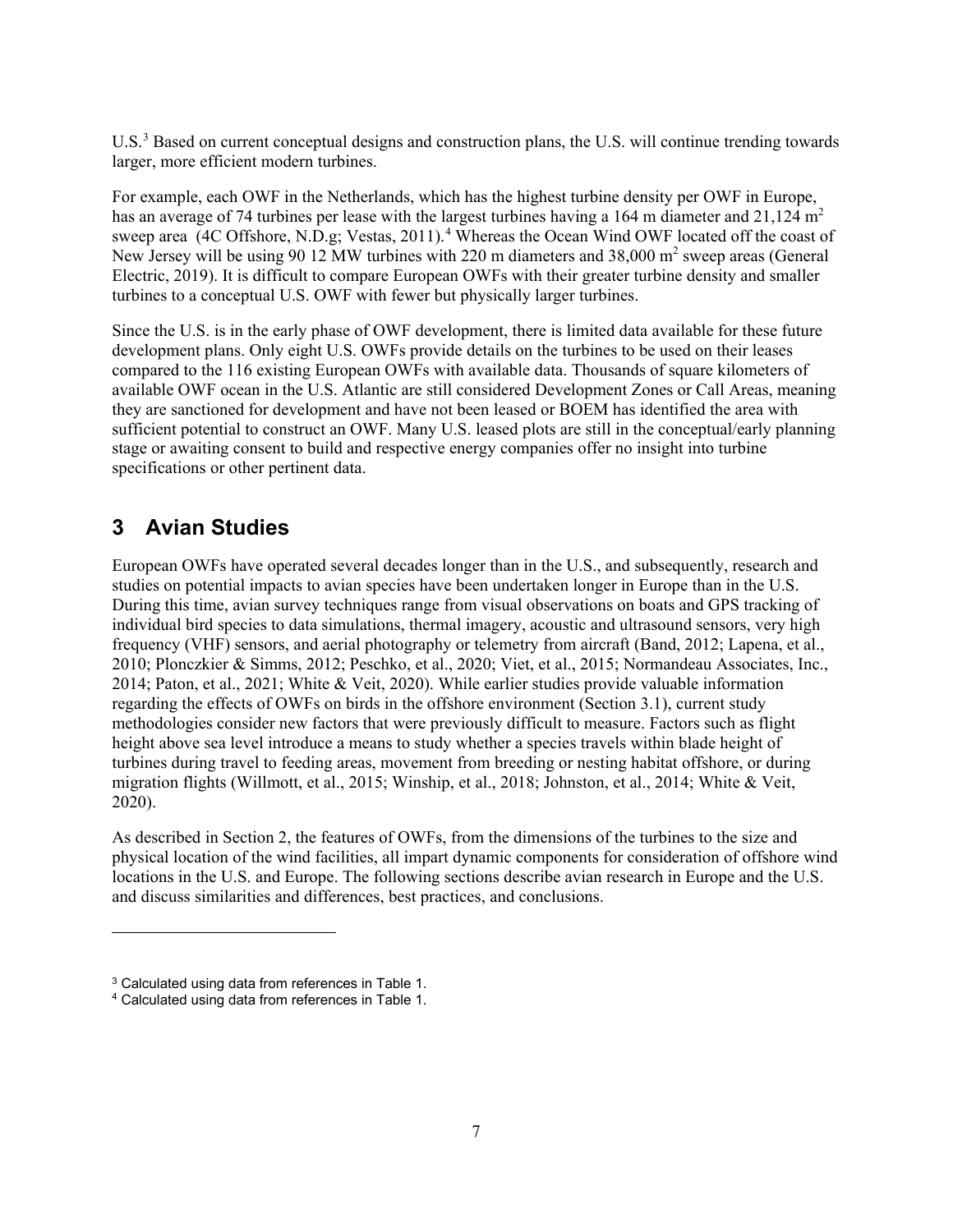U.S.[3] Based on current conceptual designs and construction plans, the U.S. will continue trending towards larger, more efficient modern turbines.

For example, each OWF in the Netherlands, which has the highest turbine density per OWF in Europe, has an average of 74 turbines per lease with the largest turbines having a 164 m diameter and 21,124 $m^2$ sweep area (4C Offshore, N.D.g; Vestas, 2011).[4] Whereas the Ocean Wind OWF located off the coast of New Jersey will be using 90 12 MW turbines with 220 m diameters and 38,000 $m^2$ sweep areas (General Electric, 2019). It is difficult to compare European OWFs with their greater turbine density and smaller turbines to a conceptual U.S. OWF with fewer but physically larger turbines.

Since the U.S. is in the early phase of OWF development, there is limited data available for these future development plans. Only eight U.S. OWFs provide details on the turbines to be used on their leases compared to the 116 existing European OWFs with available data. Thousands of square kilometers of available OWF ocean in the U.S. Atlantic are still considered Development Zones or Call Areas, meaning they are sanctioned for development and have not been leased or BOEM has identified the area with sufficient potential to construct an OWF. Many U.S. leased plots are still in the conceptual/early planning stage or awaiting consent to build and respective energy companies offer no insight into turbine specifications or other pertinent data.

# 3 Avian Studies

European OWFs have operated several decades longer than in the U.S., and subsequently, research and studies on potential impacts to avian species have been undertaken longer in Europe than in the U.S. During this time, avian survey techniques range from visual observations on boats and GPS tracking of individual bird species to data simulations, thermal imagery, acoustic and ultrasound sensors, very high frequency (VHF) sensors, and aerial photography or telemetry from aircraft (Band, 2012; Lapena, et al., 2010; Plonczkier & Simms, 2012; Peschko, et al., 2020; Viet, et al., 2015; Normandeau Associates, Inc., 2014; Paton, et al., 2021; White & Veit, 2020). While earlier studies provide valuable information regarding the effects of OWFs on birds in the offshore environment (Section 3.1), current study methodologies consider new factors that were previously difficult to measure. Factors such as flight height above sea level introduce a means to study whether a species travels within blade height of turbines during travel to feeding areas, movement from breeding or nesting habitat offshore, or during migration flights (Willmott, et al., 2015; Winship, et al., 2018; Johnston, et al., 2014; White & Veit, 2020).

As described in Section 2, the features of OWFs, from the dimensions of the turbines to the size and physical location of the wind facilities, all impart dynamic components for consideration of offshore wind locations in the U.S. and Europe. The following sections describe avian research in Europe and the U.S. and discuss similarities and differences, best practices, and conclusions.

---

[3] Calculated using data from references in Table 1.

[4] Calculated using data from references in Table 1.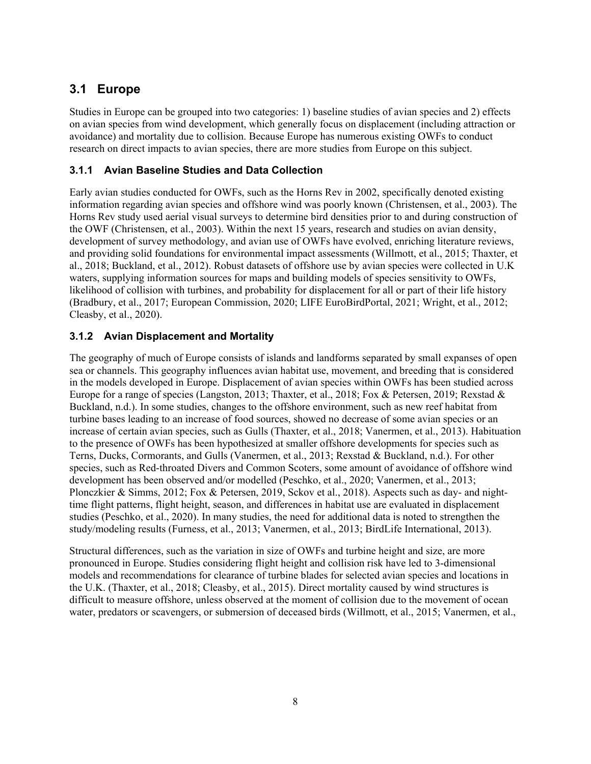## 3.1 Europe

Studies in Europe can be grouped into two categories: 1) baseline studies of avian species and 2) effects on avian species from wind development, which generally focus on displacement (including attraction or avoidance) and mortality due to collision. Because Europe has numerous existing OWFs to conduct research on direct impacts to avian species, there are more studies from Europe on this subject.

### 3.1.1 Avian Baseline Studies and Data Collection

Early avian studies conducted for OWFs, such as the Horns Rev in 2002, specifically denoted existing information regarding avian species and offshore wind was poorly known (Christensen, et al., 2003). The Horns Rev study used aerial visual surveys to determine bird densities prior to and during construction of the OWF (Christensen, et al., 2003). Within the next 15 years, research and studies on avian density, development of survey methodology, and avian use of OWFs have evolved, enriching literature reviews, and providing solid foundations for environmental impact assessments (Willmott, et al., 2015; Thaxter, et al., 2018; Buckland, et al., 2012). Robust datasets of offshore use by avian species were collected in U.K waters, supplying information sources for maps and building models of species sensitivity to OWFs, likelihood of collision with turbines, and probability for displacement for all or part of their life history (Bradbury, et al., 2017; European Commission, 2020; LIFE EuroBirdPortal, 2021; Wright, et al., 2012; Cleasby, et al., 2020).

### 3.1.2 Avian Displacement and Mortality

The geography of much of Europe consists of islands and landforms separated by small expanses of open sea or channels. This geography influences avian habitat use, movement, and breeding that is considered in the models developed in Europe. Displacement of avian species within OWFs has been studied across Europe for a range of species (Langston, 2013; Thaxter, et al., 2018; Fox & Petersen, 2019; Rexstad & Buckland, n.d.). In some studies, changes to the offshore environment, such as new reef habitat from turbine bases leading to an increase of food sources, showed no decrease of some avian species or an increase of certain avian species, such as Gulls (Thaxter, et al., 2018; Vanermen, et al., 2013). Habituation to the presence of OWFs has been hypothesized at smaller offshore developments for species such as Terns, Ducks, Cormorants, and Gulls (Vanermen, et al., 2013; Rexstad & Buckland, n.d.). For other species, such as Red-throated Divers and Common Scoters, some amount of avoidance of offshore wind development has been observed and/or modelled (Peschko, et al., 2020; Vanermen, et al., 2013; Plonczkier & Simms, 2012; Fox & Petersen, 2019, Sckov et al., 2018). Aspects such as day- and night-time flight patterns, flight height, season, and differences in habitat use are evaluated in displacement studies (Peschko, et al., 2020). In many studies, the need for additional data is noted to strengthen the study/modeling results (Furness, et al., 2013; Vanermen, et al., 2013; BirdLife International, 2013).

Structural differences, such as the variation in size of OWFs and turbine height and size, are more pronounced in Europe. Studies considering flight height and collision risk have led to 3-dimensional models and recommendations for clearance of turbine blades for selected avian species and locations in the U.K. (Thaxter, et al., 2018; Cleasby, et al., 2015). Direct mortality caused by wind structures is difficult to measure offshore, unless observed at the moment of collision due to the movement of ocean water, predators or scavengers, or submersion of deceased birds (Willmott, et al., 2015; Vanermen, et al.,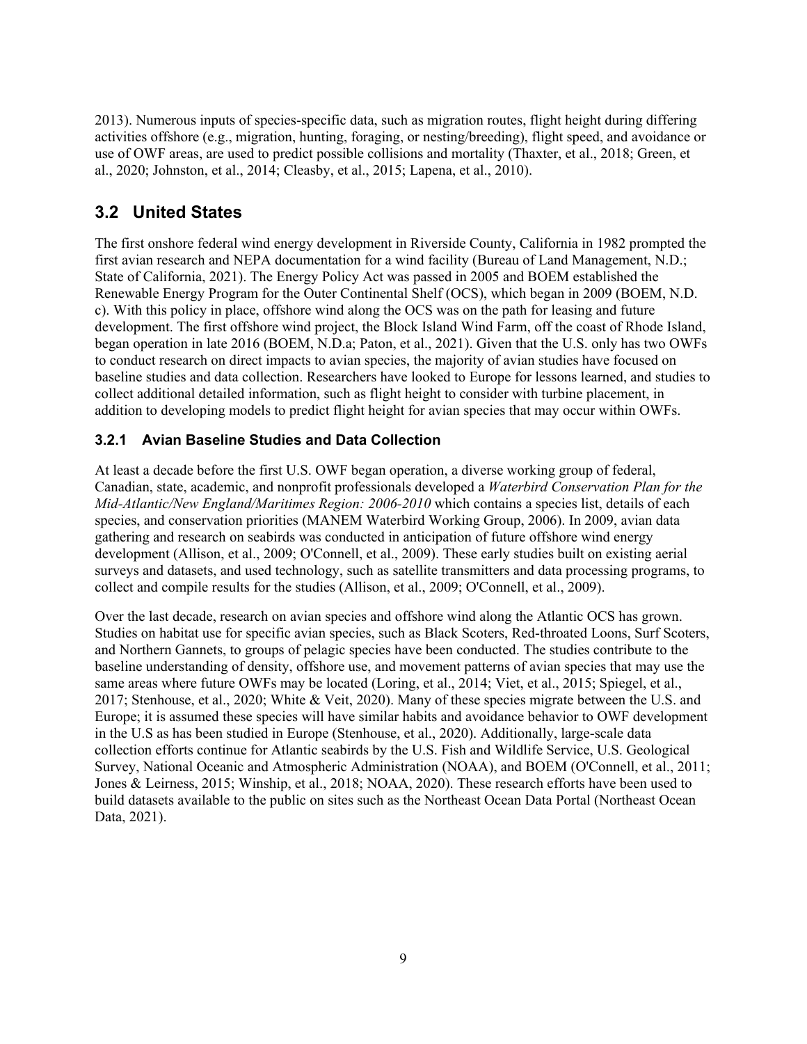2013). Numerous inputs of species-specific data, such as migration routes, flight height during differing activities offshore (e.g., migration, hunting, foraging, or nesting/breeding), flight speed, and avoidance or use of OWF areas, are used to predict possible collisions and mortality (Thaxter, et al., 2018; Green, et al., 2020; Johnston, et al., 2014; Cleasby, et al., 2015; Lapena, et al., 2010).

## 3.2 United States

The first onshore federal wind energy development in Riverside County, California in 1982 prompted the first avian research and NEPA documentation for a wind facility (Bureau of Land Management, N.D.; State of California, 2021). The Energy Policy Act was passed in 2005 and BOEM established the Renewable Energy Program for the Outer Continental Shelf (OCS), which began in 2009 (BOEM, N.D. c). With this policy in place, offshore wind along the OCS was on the path for leasing and future development. The first offshore wind project, the Block Island Wind Farm, off the coast of Rhode Island, began operation in late 2016 (BOEM, N.D.a; Paton, et al., 2021). Given that the U.S. only has two OWFs to conduct research on direct impacts to avian species, the majority of avian studies have focused on baseline studies and data collection. Researchers have looked to Europe for lessons learned, and studies to collect additional detailed information, such as flight height to consider with turbine placement, in addition to developing models to predict flight height for avian species that may occur within OWFs.

### 3.2.1 Avian Baseline Studies and Data Collection

At least a decade before the first U.S. OWF began operation, a diverse working group of federal, Canadian, state, academic, and nonprofit professionals developed a *Waterbird Conservation Plan for the Mid-Atlantic/New England/Maritimes Region: 2006-2010* which contains a species list, details of each species, and conservation priorities (MANEM Waterbird Working Group, 2006). In 2009, avian data gathering and research on seabirds was conducted in anticipation of future offshore wind energy development (Allison, et al., 2009; O'Connell, et al., 2009). These early studies built on existing aerial surveys and datasets, and used technology, such as satellite transmitters and data processing programs, to collect and compile results for the studies (Allison, et al., 2009; O'Connell, et al., 2009).

Over the last decade, research on avian species and offshore wind along the Atlantic OCS has grown. Studies on habitat use for specific avian species, such as Black Scoters, Red-throated Loons, Surf Scoters, and Northern Gannets, to groups of pelagic species have been conducted. The studies contribute to the baseline understanding of density, offshore use, and movement patterns of avian species that may use the same areas where future OWFs may be located (Loring, et al., 2014; Viet, et al., 2015; Spiegel, et al., 2017; Stenhouse, et al., 2020; White & Veit, 2020). Many of these species migrate between the U.S. and Europe; it is assumed these species will have similar habits and avoidance behavior to OWF development in the U.S as has been studied in Europe (Stenhouse, et al., 2020). Additionally, large-scale data collection efforts continue for Atlantic seabirds by the U.S. Fish and Wildlife Service, U.S. Geological Survey, National Oceanic and Atmospheric Administration (NOAA), and BOEM (O'Connell, et al., 2011; Jones & Leirness, 2015; Winship, et al., 2018; NOAA, 2020). These research efforts have been used to build datasets available to the public on sites such as the Northeast Ocean Data Portal (Northeast Ocean Data, 2021).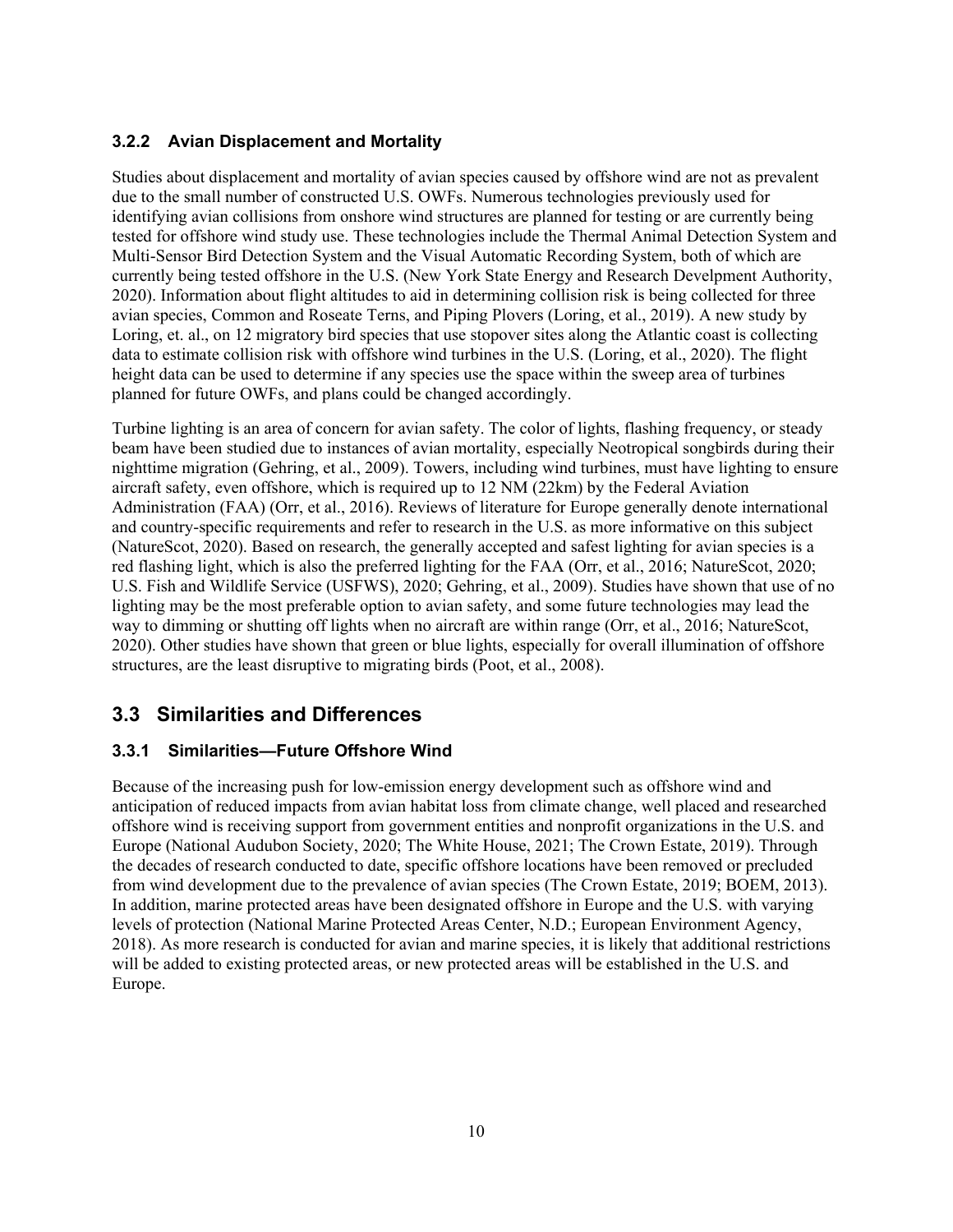### 3.2.2 Avian Displacement and Mortality

Studies about displacement and mortality of avian species caused by offshore wind are not as prevalent due to the small number of constructed U.S. OWFs. Numerous technologies previously used for identifying avian collisions from onshore wind structures are planned for testing or are currently being tested for offshore wind study use. These technologies include the Thermal Animal Detection System and Multi-Sensor Bird Detection System and the Visual Automatic Recording System, both of which are currently being tested offshore in the U.S. (New York State Energy and Research Develpment Authority, 2020). Information about flight altitudes to aid in determining collision risk is being collected for three avian species, Common and Roseate Terns, and Piping Plovers (Loring, et al., 2019). A new study by Loring, et. al., on 12 migratory bird species that use stopover sites along the Atlantic coast is collecting data to estimate collision risk with offshore wind turbines in the U.S. (Loring, et al., 2020). The flight height data can be used to determine if any species use the space within the sweep area of turbines planned for future OWFs, and plans could be changed accordingly.

Turbine lighting is an area of concern for avian safety. The color of lights, flashing frequency, or steady beam have been studied due to instances of avian mortality, especially Neotropical songbirds during their nighttime migration (Gehring, et al., 2009). Towers, including wind turbines, must have lighting to ensure aircraft safety, even offshore, which is required up to 12 NM (22km) by the Federal Aviation Administration (FAA) (Orr, et al., 2016). Reviews of literature for Europe generally denote international and country-specific requirements and refer to research in the U.S. as more informative on this subject (NatureScot, 2020). Based on research, the generally accepted and safest lighting for avian species is a red flashing light, which is also the preferred lighting for the FAA (Orr, et al., 2016; NatureScot, 2020; U.S. Fish and Wildlife Service (USFWS), 2020; Gehring, et al., 2009). Studies have shown that use of no lighting may be the most preferable option to avian safety, and some future technologies may lead the way to dimming or shutting off lights when no aircraft are within range (Orr, et al., 2016; NatureScot, 2020). Other studies have shown that green or blue lights, especially for overall illumination of offshore structures, are the least disruptive to migrating birds (Poot, et al., 2008).

## 3.3 Similarities and Differences

### 3.3.1 Similarities—Future Offshore Wind

Because of the increasing push for low-emission energy development such as offshore wind and anticipation of reduced impacts from avian habitat loss from climate change, well placed and researched offshore wind is receiving support from government entities and nonprofit organizations in the U.S. and Europe (National Audubon Society, 2020; The White House, 2021; The Crown Estate, 2019). Through the decades of research conducted to date, specific offshore locations have been removed or precluded from wind development due to the prevalence of avian species (The Crown Estate, 2019; BOEM, 2013). In addition, marine protected areas have been designated offshore in Europe and the U.S. with varying levels of protection (National Marine Protected Areas Center, N.D.; European Environment Agency, 2018). As more research is conducted for avian and marine species, it is likely that additional restrictions will be added to existing protected areas, or new protected areas will be established in the U.S. and Europe.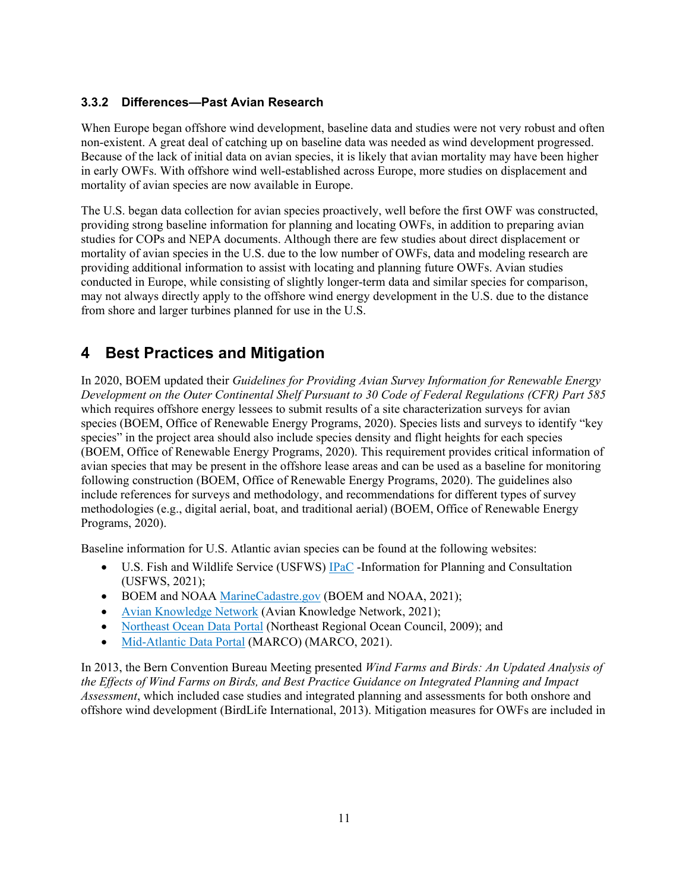### 3.3.2 Differences—Past Avian Research

When Europe began offshore wind development, baseline data and studies were not very robust and often non-existent. A great deal of catching up on baseline data was needed as wind development progressed. Because of the lack of initial data on avian species, it is likely that avian mortality may have been higher in early OWFs. With offshore wind well-established across Europe, more studies on displacement and mortality of avian species are now available in Europe.

The U.S. began data collection for avian species proactively, well before the first OWF was constructed, providing strong baseline information for planning and locating OWFs, in addition to preparing avian studies for COPs and NEPA documents. Although there are few studies about direct displacement or mortality of avian species in the U.S. due to the low number of OWFs, data and modeling research are providing additional information to assist with locating and planning future OWFs. Avian studies conducted in Europe, while consisting of slightly longer-term data and similar species for comparison, may not always directly apply to the offshore wind energy development in the U.S. due to the distance from shore and larger turbines planned for use in the U.S.

# 4 Best Practices and Mitigation

In 2020, BOEM updated their *Guidelines for Providing Avian Survey Information for Renewable Energy Development on the Outer Continental Shelf Pursuant to 30 Code of Federal Regulations (CFR) Part 585* which requires offshore energy lessees to submit results of a site characterization surveys for avian species (BOEM, Office of Renewable Energy Programs, 2020). Species lists and surveys to identify "key species" in the project area should also include species density and flight heights for each species (BOEM, Office of Renewable Energy Programs, 2020). This requirement provides critical information of avian species that may be present in the offshore lease areas and can be used as a baseline for monitoring following construction (BOEM, Office of Renewable Energy Programs, 2020). The guidelines also include references for surveys and methodology, and recommendations for different types of survey methodologies (e.g., digital aerial, boat, and traditional aerial) (BOEM, Office of Renewable Energy Programs, 2020).

Baseline information for U.S. Atlantic avian species can be found at the following websites:

- U.S. Fish and Wildlife Service (USFWS) IPaC -Information for Planning and Consultation (USFWS, 2021);
- BOEM and NOAA MarineCadastre.gov (BOEM and NOAA, 2021);
- Avian Knowledge Network (Avian Knowledge Network, 2021);
- Northeast Ocean Data Portal (Northeast Regional Ocean Council, 2009); and
- Mid-Atlantic Data Portal (MARCO) (MARCO, 2021).

In 2013, the Bern Convention Bureau Meeting presented *Wind Farms and Birds: An Updated Analysis of the Effects of Wind Farms on Birds, and Best Practice Guidance on Integrated Planning and Impact Assessment*, which included case studies and integrated planning and assessments for both onshore and offshore wind development (BirdLife International, 2013). Mitigation measures for OWFs are included in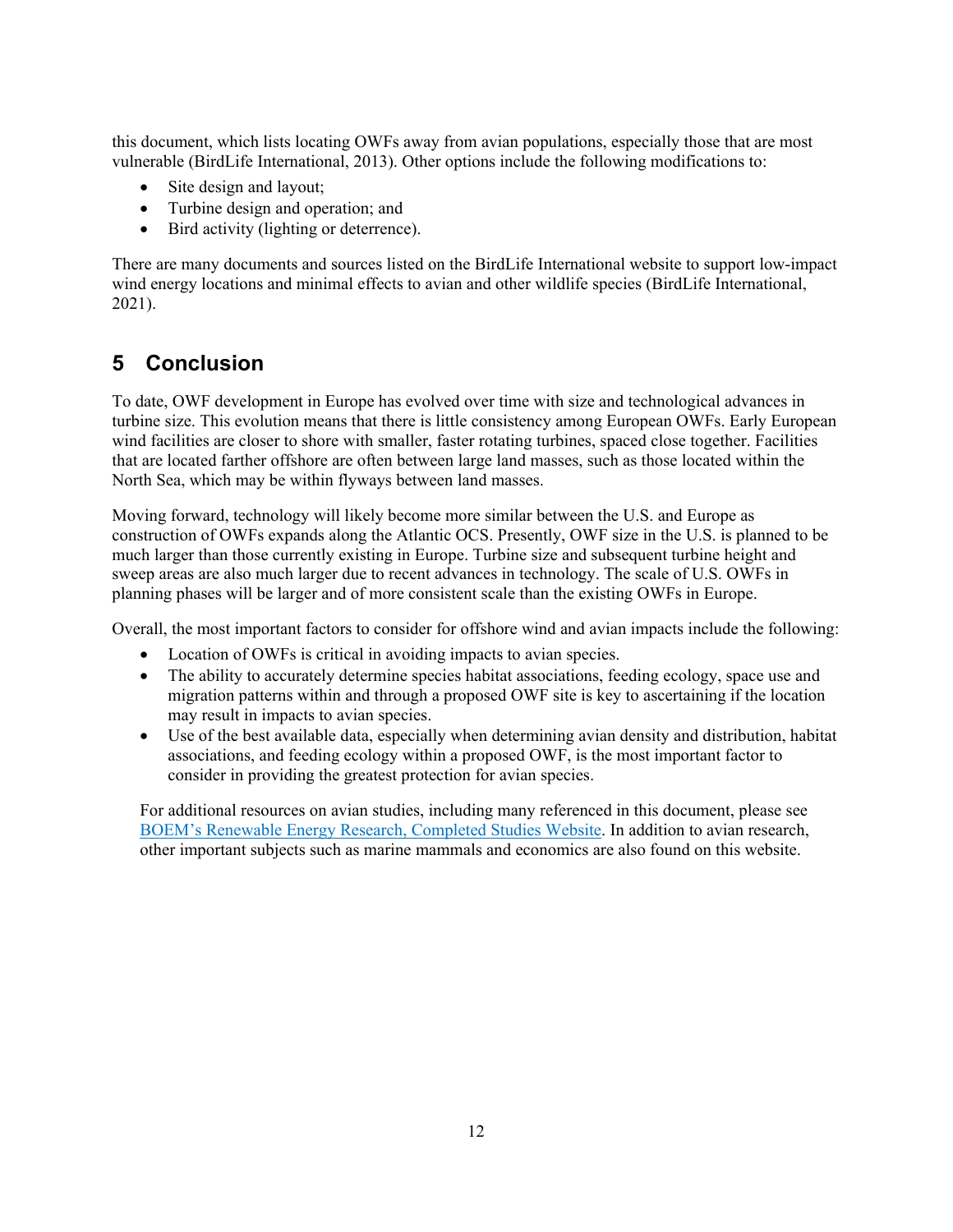this document, which lists locating OWFs away from avian populations, especially those that are most vulnerable (BirdLife International, 2013). Other options include the following modifications to:

- Site design and layout;
- Turbine design and operation; and
- Bird activity (lighting or deterrence).

There are many documents and sources listed on the BirdLife International website to support low-impact wind energy locations and minimal effects to avian and other wildlife species (BirdLife International, 2021).

# 5 Conclusion

To date, OWF development in Europe has evolved over time with size and technological advances in turbine size. This evolution means that there is little consistency among European OWFs. Early European wind facilities are closer to shore with smaller, faster rotating turbines, spaced close together. Facilities that are located farther offshore are often between large land masses, such as those located within the North Sea, which may be within flyways between land masses.

Moving forward, technology will likely become more similar between the U.S. and Europe as construction of OWFs expands along the Atlantic OCS. Presently, OWF size in the U.S. is planned to be much larger than those currently existing in Europe. Turbine size and subsequent turbine height and sweep areas are also much larger due to recent advances in technology. The scale of U.S. OWFs in planning phases will be larger and of more consistent scale than the existing OWFs in Europe.

Overall, the most important factors to consider for offshore wind and avian impacts include the following:

- Location of OWFs is critical in avoiding impacts to avian species.
- The ability to accurately determine species habitat associations, feeding ecology, space use and migration patterns within and through a proposed OWF site is key to ascertaining if the location may result in impacts to avian species.
- Use of the best available data, especially when determining avian density and distribution, habitat associations, and feeding ecology within a proposed OWF, is the most important factor to consider in providing the greatest protection for avian species.

For additional resources on avian studies, including many referenced in this document, please see BOEM's Renewable Energy Research, Completed Studies Website. In addition to avian research, other important subjects such as marine mammals and economics are also found on this website.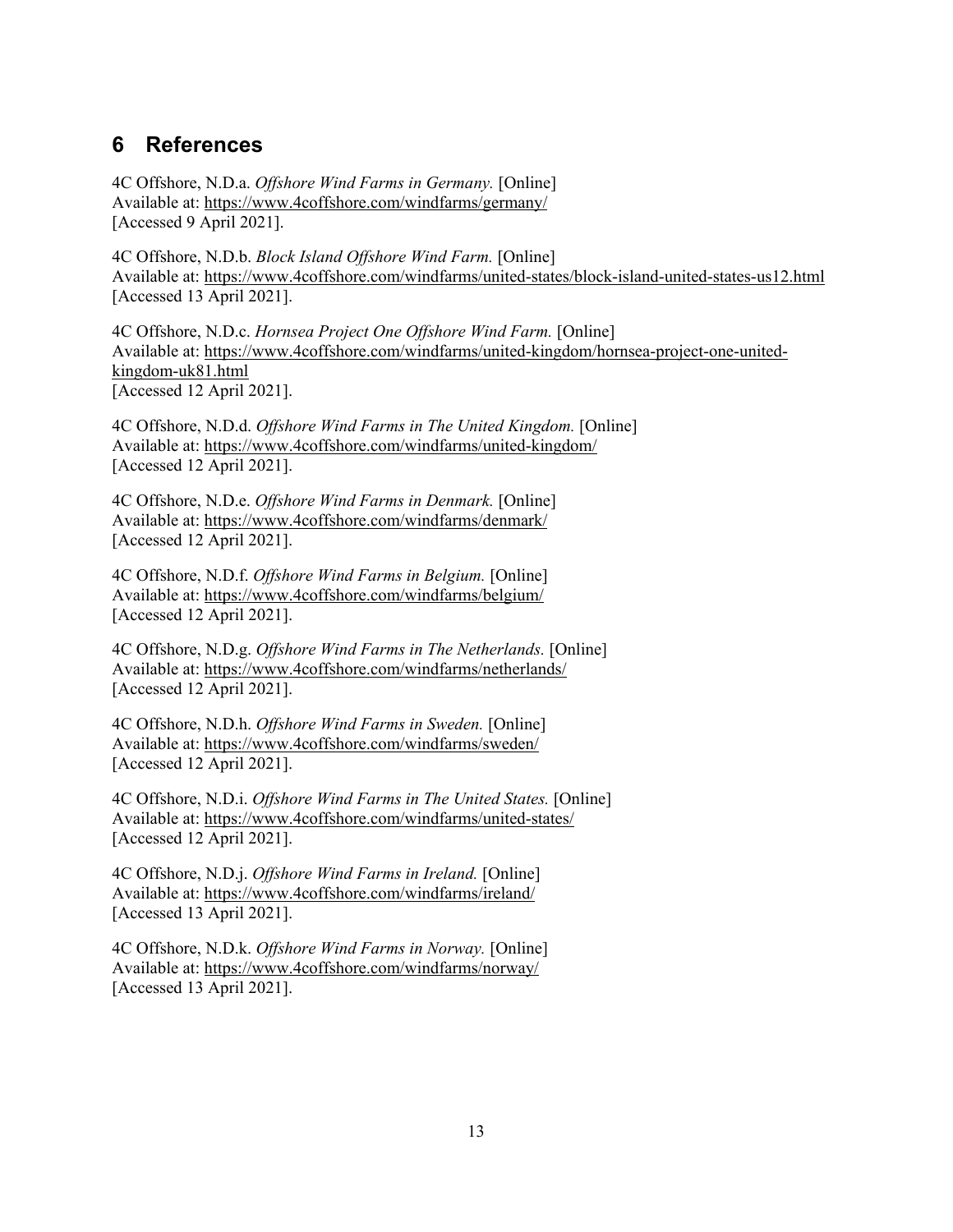## 6 References

4C Offshore, N.D.a. *Offshore Wind Farms in Germany.* [Online]
Available at: https://www.4coffshore.com/windfarms/germany/
[Accessed 9 April 2021].

4C Offshore, N.D.b. *Block Island Offshore Wind Farm.* [Online]
Available at: https://www.4coffshore.com/windfarms/united-states/block-island-united-states-us12.html
[Accessed 13 April 2021].

4C Offshore, N.D.c. *Hornsea Project One Offshore Wind Farm.* [Online]
Available at: https://www.4coffshore.com/windfarms/united-kingdom/hornsea-project-one-united-kingdom-uk81.html
[Accessed 12 April 2021].

4C Offshore, N.D.d. *Offshore Wind Farms in The United Kingdom.* [Online]
Available at: https://www.4coffshore.com/windfarms/united-kingdom/
[Accessed 12 April 2021].

4C Offshore, N.D.e. *Offshore Wind Farms in Denmark.* [Online]
Available at: https://www.4coffshore.com/windfarms/denmark/
[Accessed 12 April 2021].

4C Offshore, N.D.f. *Offshore Wind Farms in Belgium.* [Online]
Available at: https://www.4coffshore.com/windfarms/belgium/
[Accessed 12 April 2021].

4C Offshore, N.D.g. *Offshore Wind Farms in The Netherlands.* [Online]
Available at: https://www.4coffshore.com/windfarms/netherlands/
[Accessed 12 April 2021].

4C Offshore, N.D.h. *Offshore Wind Farms in Sweden.* [Online]
Available at: https://www.4coffshore.com/windfarms/sweden/
[Accessed 12 April 2021].

4C Offshore, N.D.i. *Offshore Wind Farms in The United States.* [Online]
Available at: https://www.4coffshore.com/windfarms/united-states/
[Accessed 12 April 2021].

4C Offshore, N.D.j. *Offshore Wind Farms in Ireland.* [Online]
Available at: https://www.4coffshore.com/windfarms/ireland/
[Accessed 13 April 2021].

4C Offshore, N.D.k. *Offshore Wind Farms in Norway.* [Online]
Available at: https://www.4coffshore.com/windfarms/norway/
[Accessed 13 April 2021].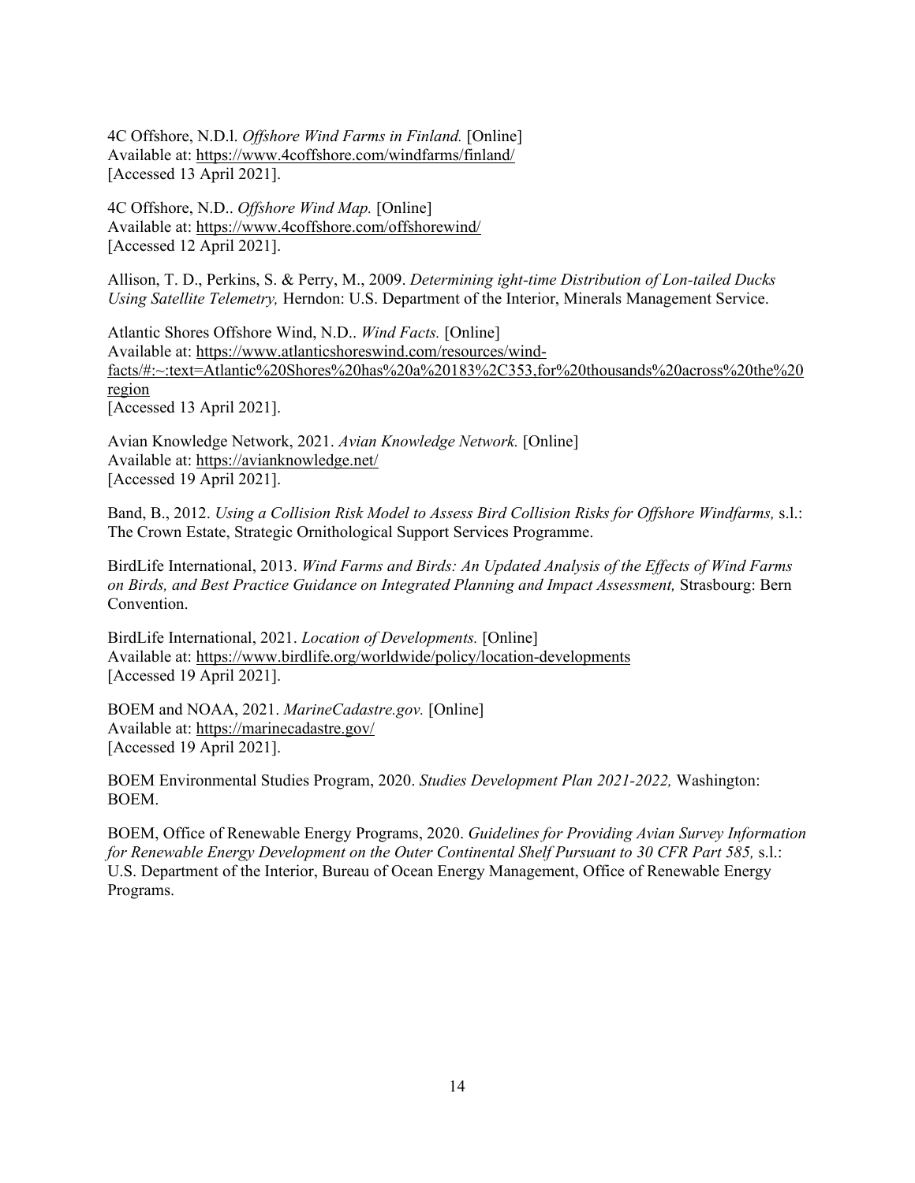4C Offshore, N.D.l. *Offshore Wind Farms in Finland.* [Online]
Available at: https://www.4coffshore.com/windfarms/finland/
[Accessed 13 April 2021].

4C Offshore, N.D.. *Offshore Wind Map.* [Online]
Available at: https://www.4coffshore.com/offshorewind/
[Accessed 12 April 2021].

Allison, T. D., Perkins, S. & Perry, M., 2009. *Determining ight-time Distribution of Lon-tailed Ducks Using Satellite Telemetry,* Herndon: U.S. Department of the Interior, Minerals Management Service.

Atlantic Shores Offshore Wind, N.D.. *Wind Facts.* [Online]
Available at: https://www.atlanticshoreswind.com/resources/wind-facts/#:~:text=Atlantic%20Shores%20has%20a%20183%2C353,for%20thousands%20across%20the%20region
[Accessed 13 April 2021].

Avian Knowledge Network, 2021. *Avian Knowledge Network.* [Online]
Available at: https://avianknowledge.net/
[Accessed 19 April 2021].

Band, B., 2012. *Using a Collision Risk Model to Assess Bird Collision Risks for Offshore Windfarms,* s.l.: The Crown Estate, Strategic Ornithological Support Services Programme.

BirdLife International, 2013. *Wind Farms and Birds: An Updated Analysis of the Effects of Wind Farms on Birds, and Best Practice Guidance on Integrated Planning and Impact Assessment,* Strasbourg: Bern Convention.

BirdLife International, 2021. *Location of Developments.* [Online]
Available at: https://www.birdlife.org/worldwide/policy/location-developments
[Accessed 19 April 2021].

BOEM and NOAA, 2021. *MarineCadastre.gov.* [Online]
Available at: https://marinecadastre.gov/
[Accessed 19 April 2021].

BOEM Environmental Studies Program, 2020. *Studies Development Plan 2021-2022,* Washington: BOEM.

BOEM, Office of Renewable Energy Programs, 2020. *Guidelines for Providing Avian Survey Information for Renewable Energy Development on the Outer Continental Shelf Pursuant to 30 CFR Part 585,* s.l.: U.S. Department of the Interior, Bureau of Ocean Energy Management, Office of Renewable Energy Programs.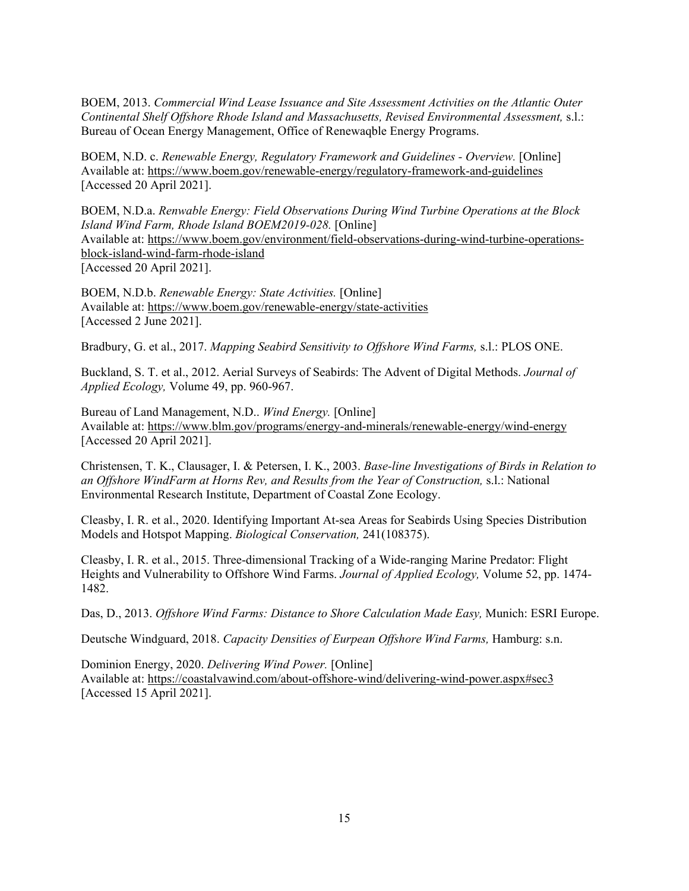BOEM, 2013. *Commercial Wind Lease Issuance and Site Assessment Activities on the Atlantic Outer Continental Shelf Offshore Rhode Island and Massachusetts, Revised Environmental Assessment,* s.l.: Bureau of Ocean Energy Management, Office of Renewaqble Energy Programs.

BOEM, N.D. c. *Renewable Energy, Regulatory Framework and Guidelines - Overview.* [Online] Available at: https://www.boem.gov/renewable-energy/regulatory-framework-and-guidelines [Accessed 20 April 2021].

BOEM, N.D.a. *Renwable Energy: Field Observations During Wind Turbine Operations at the Block Island Wind Farm, Rhode Island BOEM2019-028.* [Online] Available at: https://www.boem.gov/environment/field-observations-during-wind-turbine-operations-block-island-wind-farm-rhode-island [Accessed 20 April 2021].

BOEM, N.D.b. *Renewable Energy: State Activities.* [Online] Available at: https://www.boem.gov/renewable-energy/state-activities [Accessed 2 June 2021].

Bradbury, G. et al., 2017. *Mapping Seabird Sensitivity to Offshore Wind Farms,* s.l.: PLOS ONE.

Buckland, S. T. et al., 2012. Aerial Surveys of Seabirds: The Advent of Digital Methods. *Journal of Applied Ecology,* Volume 49, pp. 960-967.

Bureau of Land Management, N.D.. *Wind Energy.* [Online] Available at: https://www.blm.gov/programs/energy-and-minerals/renewable-energy/wind-energy [Accessed 20 April 2021].

Christensen, T. K., Clausager, I. & Petersen, I. K., 2003. *Base-line Investigations of Birds in Relation to an Offshore WindFarm at Horns Rev, and Results from the Year of Construction,* s.l.: National Environmental Research Institute, Department of Coastal Zone Ecology.

Cleasby, I. R. et al., 2020. Identifying Important At-sea Areas for Seabirds Using Species Distribution Models and Hotspot Mapping. *Biological Conservation,* 241(108375).

Cleasby, I. R. et al., 2015. Three-dimensional Tracking of a Wide-ranging Marine Predator: Flight Heights and Vulnerability to Offshore Wind Farms. *Journal of Applied Ecology,* Volume 52, pp. 1474-1482.

Das, D., 2013. *Offshore Wind Farms: Distance to Shore Calculation Made Easy,* Munich: ESRI Europe.

Deutsche Windguard, 2018. *Capacity Densities of Eurpean Offshore Wind Farms,* Hamburg: s.n.

Dominion Energy, 2020. *Delivering Wind Power.* [Online] Available at: https://coastalvawind.com/about-offshore-wind/delivering-wind-power.aspx#sec3 [Accessed 15 April 2021].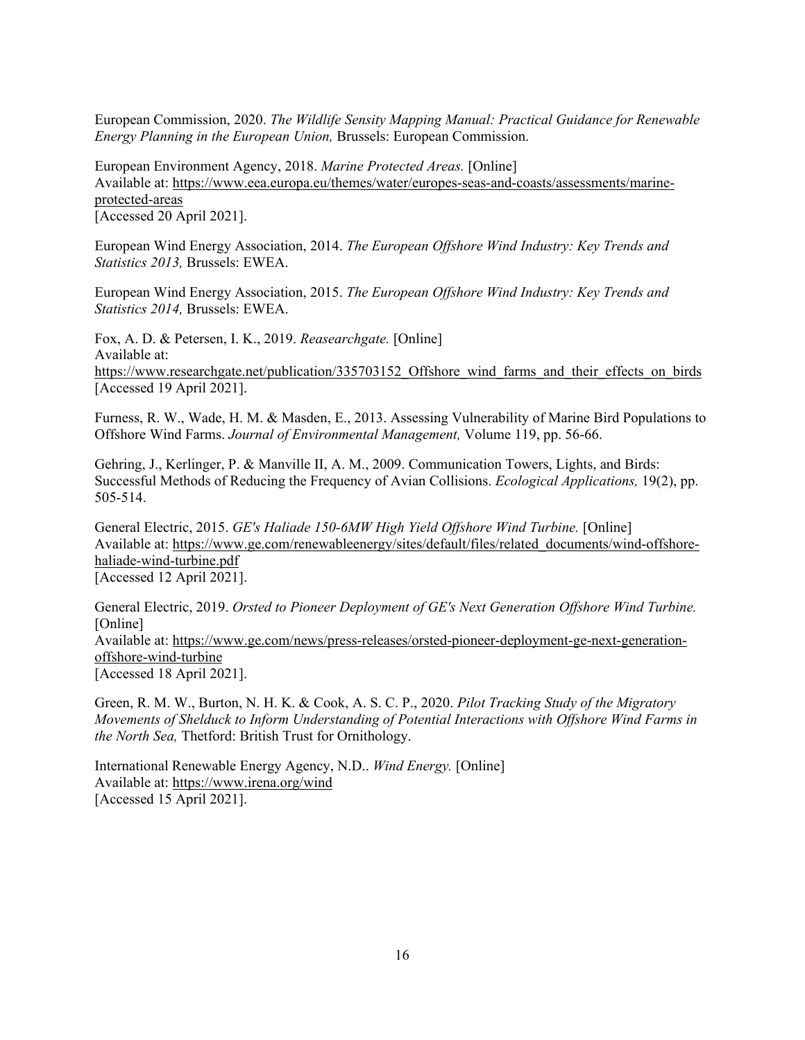European Commission, 2020. *The Wildlife Sensity Mapping Manual: Practical Guidance for Renewable Energy Planning in the European Union,* Brussels: European Commission.

European Environment Agency, 2018. *Marine Protected Areas.* [Online]
Available at: https://www.eea.europa.eu/themes/water/europes-seas-and-coasts/assessments/marine-protected-areas
[Accessed 20 April 2021].

European Wind Energy Association, 2014. *The European Offshore Wind Industry: Key Trends and Statistics 2013,* Brussels: EWEA.

European Wind Energy Association, 2015. *The European Offshore Wind Industry: Key Trends and Statistics 2014,* Brussels: EWEA.

Fox, A. D. & Petersen, I. K., 2019. *Reasearchgate.* [Online]
Available at:
https://www.researchgate.net/publication/335703152_Offshore_wind_farms_and_their_effects_on_birds
[Accessed 19 April 2021].

Furness, R. W., Wade, H. M. & Masden, E., 2013. Assessing Vulnerability of Marine Bird Populations to Offshore Wind Farms. *Journal of Environmental Management,* Volume 119, pp. 56-66.

Gehring, J., Kerlinger, P. & Manville II, A. M., 2009. Communication Towers, Lights, and Birds: Successful Methods of Reducing the Frequency of Avian Collisions. *Ecological Applications,* 19(2), pp. 505-514.

General Electric, 2015. *GE's Haliade 150-6MW High Yield Offshore Wind Turbine.* [Online]
Available at: https://www.ge.com/renewableenergy/sites/default/files/related_documents/wind-offshore-haliade-wind-turbine.pdf
[Accessed 12 April 2021].

General Electric, 2019. *Orsted to Pioneer Deployment of GE's Next Generation Offshore Wind Turbine.* [Online]
Available at: https://www.ge.com/news/press-releases/orsted-pioneer-deployment-ge-next-generation-offshore-wind-turbine
[Accessed 18 April 2021].

Green, R. M. W., Burton, N. H. K. & Cook, A. S. C. P., 2020. *Pilot Tracking Study of the Migratory Movements of Shelduck to Inform Understanding of Potential Interactions with Offshore Wind Farms in the North Sea,* Thetford: British Trust for Ornithology.

International Renewable Energy Agency, N.D.. *Wind Energy.* [Online]
Available at: https://www.irena.org/wind
[Accessed 15 April 2021].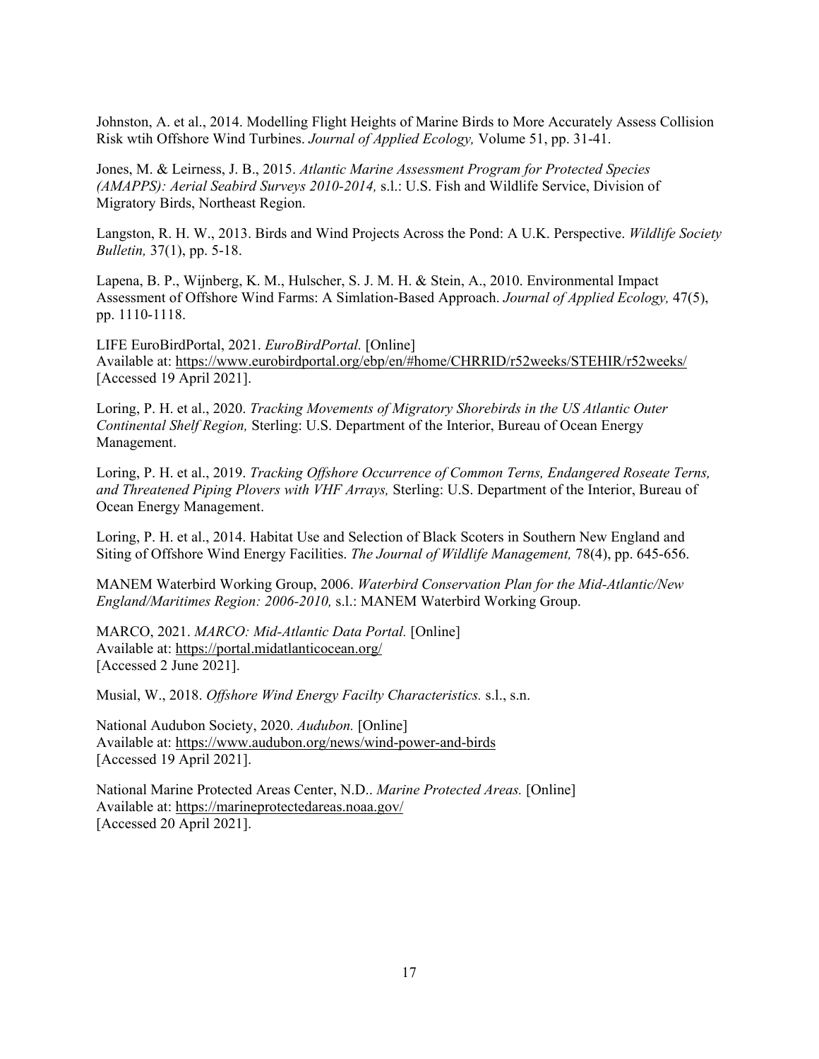Johnston, A. et al., 2014. Modelling Flight Heights of Marine Birds to More Accurately Assess Collision Risk wtih Offshore Wind Turbines. *Journal of Applied Ecology,* Volume 51, pp. 31-41.

Jones, M. & Leirness, J. B., 2015. *Atlantic Marine Assessment Program for Protected Species (AMAPPS): Aerial Seabird Surveys 2010-2014,* s.l.: U.S. Fish and Wildlife Service, Division of Migratory Birds, Northeast Region.

Langston, R. H. W., 2013. Birds and Wind Projects Across the Pond: A U.K. Perspective. *Wildlife Society Bulletin,* 37(1), pp. 5-18.

Lapena, B. P., Wijnberg, K. M., Hulscher, S. J. M. H. & Stein, A., 2010. Environmental Impact Assessment of Offshore Wind Farms: A Simlation-Based Approach. *Journal of Applied Ecology,* 47(5), pp. 1110-1118.

LIFE EuroBirdPortal, 2021. *EuroBirdPortal.* [Online]
Available at: https://www.eurobirdportal.org/ebp/en/#home/CHRRID/r52weeks/STEHIR/r52weeks/
[Accessed 19 April 2021].

Loring, P. H. et al., 2020. *Tracking Movements of Migratory Shorebirds in the US Atlantic Outer Continental Shelf Region,* Sterling: U.S. Department of the Interior, Bureau of Ocean Energy Management.

Loring, P. H. et al., 2019. *Tracking Offshore Occurrence of Common Terns, Endangered Roseate Terns, and Threatened Piping Plovers with VHF Arrays,* Sterling: U.S. Department of the Interior, Bureau of Ocean Energy Management.

Loring, P. H. et al., 2014. Habitat Use and Selection of Black Scoters in Southern New England and Siting of Offshore Wind Energy Facilities. *The Journal of Wildlife Management,* 78(4), pp. 645-656.

MANEM Waterbird Working Group, 2006. *Waterbird Conservation Plan for the Mid-Atlantic/New England/Maritimes Region: 2006-2010,* s.l.: MANEM Waterbird Working Group.

MARCO, 2021. *MARCO: Mid-Atlantic Data Portal.* [Online]
Available at: https://portal.midatlanticocean.org/
[Accessed 2 June 2021].

Musial, W., 2018. *Offshore Wind Energy Facilty Characteristics.* s.l., s.n.

National Audubon Society, 2020. *Audubon.* [Online]
Available at: https://www.audubon.org/news/wind-power-and-birds
[Accessed 19 April 2021].

National Marine Protected Areas Center, N.D.. *Marine Protected Areas.* [Online]
Available at: https://marineprotectedareas.noaa.gov/
[Accessed 20 April 2021].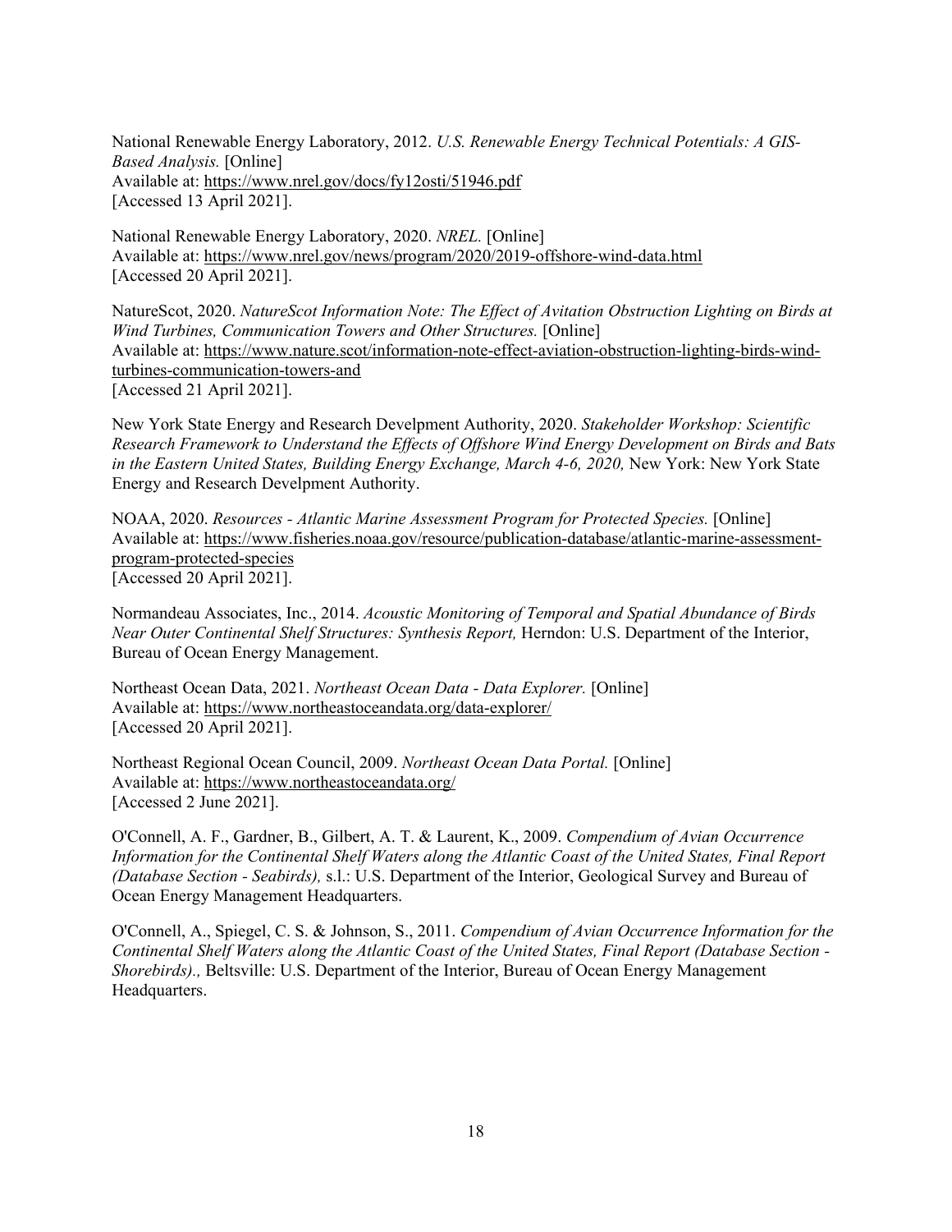National Renewable Energy Laboratory, 2012. *U.S. Renewable Energy Technical Potentials: A GIS-Based Analysis.* [Online]
Available at: https://www.nrel.gov/docs/fy12osti/51946.pdf
[Accessed 13 April 2021].

National Renewable Energy Laboratory, 2020. *NREL.* [Online]
Available at: https://www.nrel.gov/news/program/2020/2019-offshore-wind-data.html
[Accessed 20 April 2021].

NatureScot, 2020. *NatureScot Information Note: The Effect of Avitation Obstruction Lighting on Birds at Wind Turbines, Communication Towers and Other Structures.* [Online]
Available at: https://www.nature.scot/information-note-effect-aviation-obstruction-lighting-birds-wind-turbines-communication-towers-and
[Accessed 21 April 2021].

New York State Energy and Research Develpment Authority, 2020. *Stakeholder Workshop: Scientific Research Framework to Understand the Effects of Offshore Wind Energy Development on Birds and Bats in the Eastern United States, Building Energy Exchange, March 4-6, 2020,* New York: New York State Energy and Research Develpment Authority.

NOAA, 2020. *Resources - Atlantic Marine Assessment Program for Protected Species.* [Online]
Available at: https://www.fisheries.noaa.gov/resource/publication-database/atlantic-marine-assessment-program-protected-species
[Accessed 20 April 2021].

Normandeau Associates, Inc., 2014. *Acoustic Monitoring of Temporal and Spatial Abundance of Birds Near Outer Continental Shelf Structures: Synthesis Report,* Herndon: U.S. Department of the Interior, Bureau of Ocean Energy Management.

Northeast Ocean Data, 2021. *Northeast Ocean Data - Data Explorer.* [Online]
Available at: https://www.northeastoceandata.org/data-explorer/
[Accessed 20 April 2021].

Northeast Regional Ocean Council, 2009. *Northeast Ocean Data Portal.* [Online]
Available at: https://www.northeastoceandata.org/
[Accessed 2 June 2021].

O'Connell, A. F., Gardner, B., Gilbert, A. T. & Laurent, K., 2009. *Compendium of Avian Occurrence Information for the Continental Shelf Waters along the Atlantic Coast of the United States, Final Report (Database Section - Seabirds),* s.l.: U.S. Department of the Interior, Geological Survey and Bureau of Ocean Energy Management Headquarters.

O'Connell, A., Spiegel, C. S. & Johnson, S., 2011. *Compendium of Avian Occurrence Information for the Continental Shelf Waters along the Atlantic Coast of the United States, Final Report (Database Section - Shorebirds).,* Beltsville: U.S. Department of the Interior, Bureau of Ocean Energy Management Headquarters.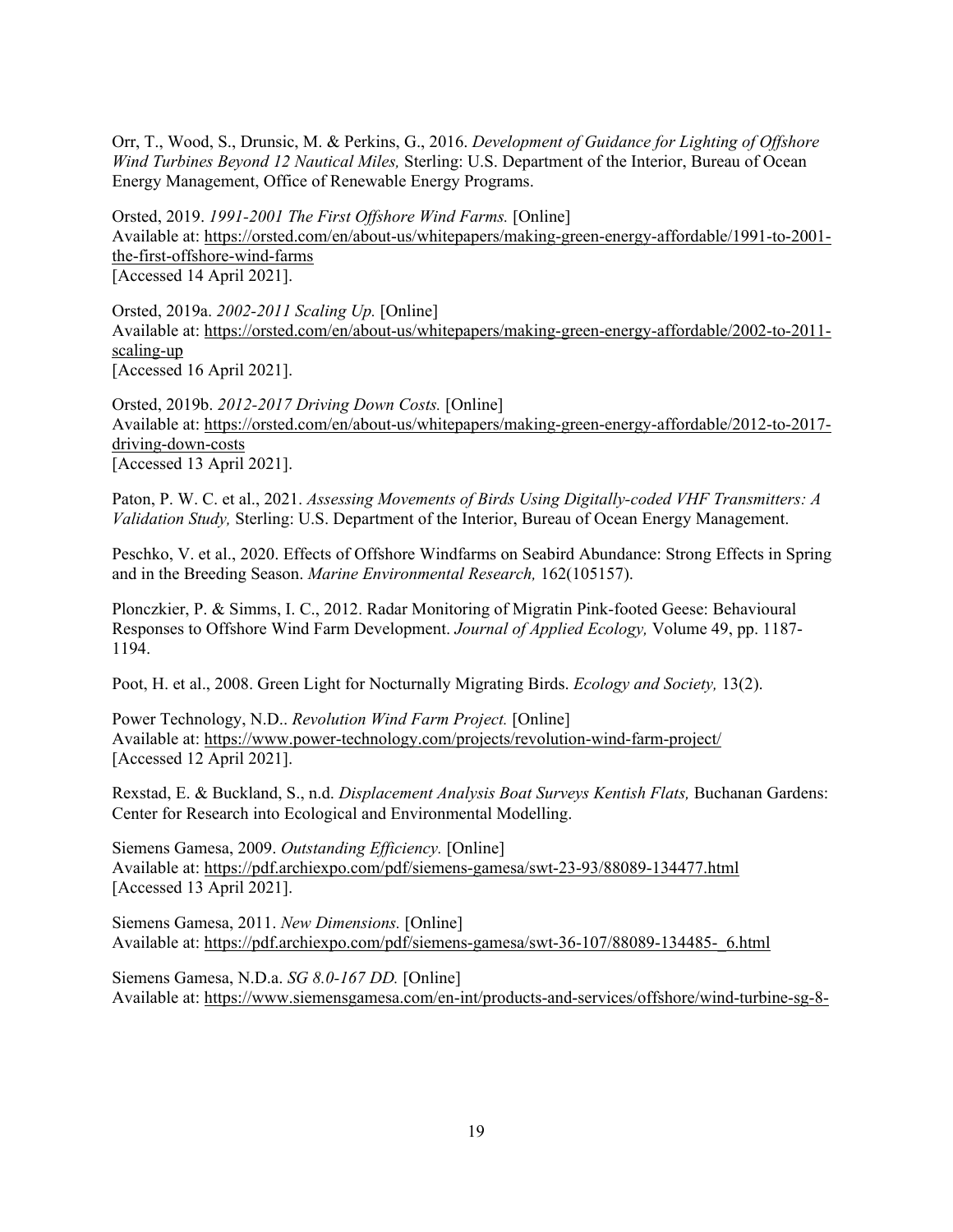Orr, T., Wood, S., Drunsic, M. & Perkins, G., 2016. *Development of Guidance for Lighting of Offshore Wind Turbines Beyond 12 Nautical Miles,* Sterling: U.S. Department of the Interior, Bureau of Ocean Energy Management, Office of Renewable Energy Programs.

Orsted, 2019. *1991-2001 The First Offshore Wind Farms.* [Online]
Available at: https://orsted.com/en/about-us/whitepapers/making-green-energy-affordable/1991-to-2001-the-first-offshore-wind-farms
[Accessed 14 April 2021].

Orsted, 2019a. *2002-2011 Scaling Up.* [Online]
Available at: https://orsted.com/en/about-us/whitepapers/making-green-energy-affordable/2002-to-2011-scaling-up
[Accessed 16 April 2021].

Orsted, 2019b. *2012-2017 Driving Down Costs.* [Online]
Available at: https://orsted.com/en/about-us/whitepapers/making-green-energy-affordable/2012-to-2017-driving-down-costs
[Accessed 13 April 2021].

Paton, P. W. C. et al., 2021. *Assessing Movements of Birds Using Digitally-coded VHF Transmitters: A Validation Study,* Sterling: U.S. Department of the Interior, Bureau of Ocean Energy Management.

Peschko, V. et al., 2020. Effects of Offshore Windfarms on Seabird Abundance: Strong Effects in Spring and in the Breeding Season. *Marine Environmental Research,* 162(105157).

Plonczkier, P. & Simms, I. C., 2012. Radar Monitoring of Migratin Pink-footed Geese: Behavioural Responses to Offshore Wind Farm Development. *Journal of Applied Ecology,* Volume 49, pp. 1187-1194.

Poot, H. et al., 2008. Green Light for Nocturnally Migrating Birds. *Ecology and Society,* 13(2).

Power Technology, N.D.. *Revolution Wind Farm Project.* [Online]
Available at: https://www.power-technology.com/projects/revolution-wind-farm-project/
[Accessed 12 April 2021].

Rexstad, E. & Buckland, S., n.d. *Displacement Analysis Boat Surveys Kentish Flats,* Buchanan Gardens: Center for Research into Ecological and Environmental Modelling.

Siemens Gamesa, 2009. *Outstanding Efficiency.* [Online]
Available at: https://pdf.archiexpo.com/pdf/siemens-gamesa/swt-23-93/88089-134477.html
[Accessed 13 April 2021].

Siemens Gamesa, 2011. *New Dimensions.* [Online]
Available at: https://pdf.archiexpo.com/pdf/siemens-gamesa/swt-36-107/88089-134485-_6.html

Siemens Gamesa, N.D.a. *SG 8.0-167 DD.* [Online]
Available at: https://www.siemensgamesa.com/en-int/products-and-services/offshore/wind-turbine-sg-8-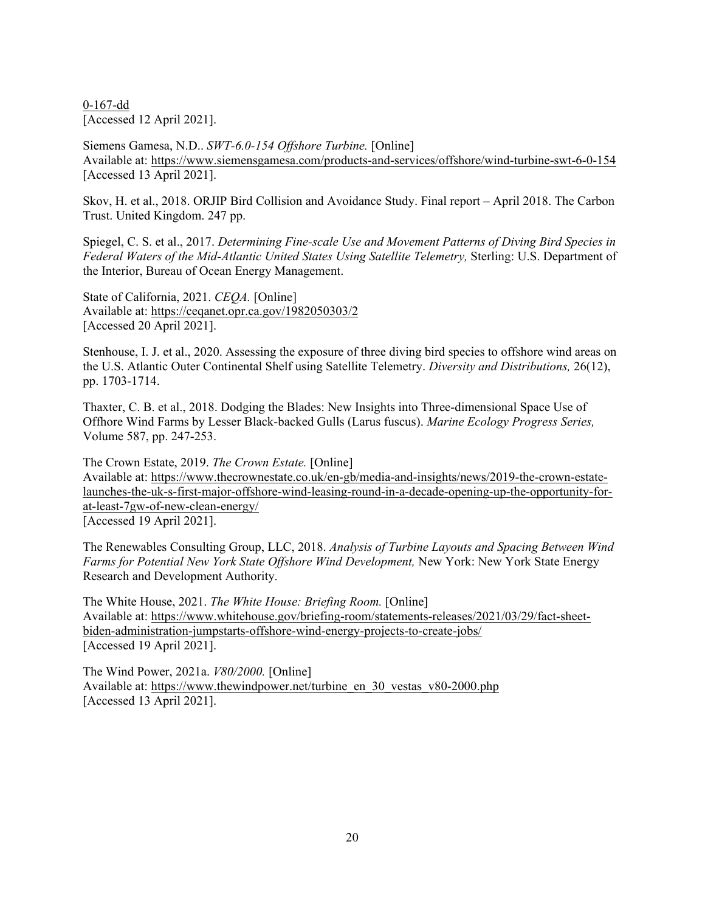0-167-dd
[Accessed 12 April 2021].

Siemens Gamesa, N.D.. *SWT-6.0-154 Offshore Turbine.* [Online]
Available at: https://www.siemensgamesa.com/products-and-services/offshore/wind-turbine-swt-6-0-154
[Accessed 13 April 2021].

Skov, H. et al., 2018. ORJIP Bird Collision and Avoidance Study. Final report – April 2018. The Carbon Trust. United Kingdom. 247 pp.

Spiegel, C. S. et al., 2017. *Determining Fine-scale Use and Movement Patterns of Diving Bird Species in Federal Waters of the Mid-Atlantic United States Using Satellite Telemetry,* Sterling: U.S. Department of the Interior, Bureau of Ocean Energy Management.

State of California, 2021. *CEQA.* [Online]
Available at: https://ceqanet.opr.ca.gov/1982050303/2
[Accessed 20 April 2021].

Stenhouse, I. J. et al., 2020. Assessing the exposure of three diving bird species to offshore wind areas on the U.S. Atlantic Outer Continental Shelf using Satellite Telemetry. *Diversity and Distributions,* 26(12), pp. 1703-1714.

Thaxter, C. B. et al., 2018. Dodging the Blades: New Insights into Three-dimensional Space Use of Offhore Wind Farms by Lesser Black-backed Gulls (Larus fuscus). *Marine Ecology Progress Series,* Volume 587, pp. 247-253.

The Crown Estate, 2019. *The Crown Estate.* [Online]
Available at: https://www.thecrownestate.co.uk/en-gb/media-and-insights/news/2019-the-crown-estate-launches-the-uk-s-first-major-offshore-wind-leasing-round-in-a-decade-opening-up-the-opportunity-for-at-least-7gw-of-new-clean-energy/
[Accessed 19 April 2021].

The Renewables Consulting Group, LLC, 2018. *Analysis of Turbine Layouts and Spacing Between Wind Farms for Potential New York State Offshore Wind Development,* New York: New York State Energy Research and Development Authority.

The White House, 2021. *The White House: Briefing Room.* [Online]
Available at: https://www.whitehouse.gov/briefing-room/statements-releases/2021/03/29/fact-sheet-biden-administration-jumpstarts-offshore-wind-energy-projects-to-create-jobs/
[Accessed 19 April 2021].

The Wind Power, 2021a. *V80/2000.* [Online]
Available at: https://www.thewindpower.net/turbine_en_30_vestas_v80-2000.php
[Accessed 13 April 2021].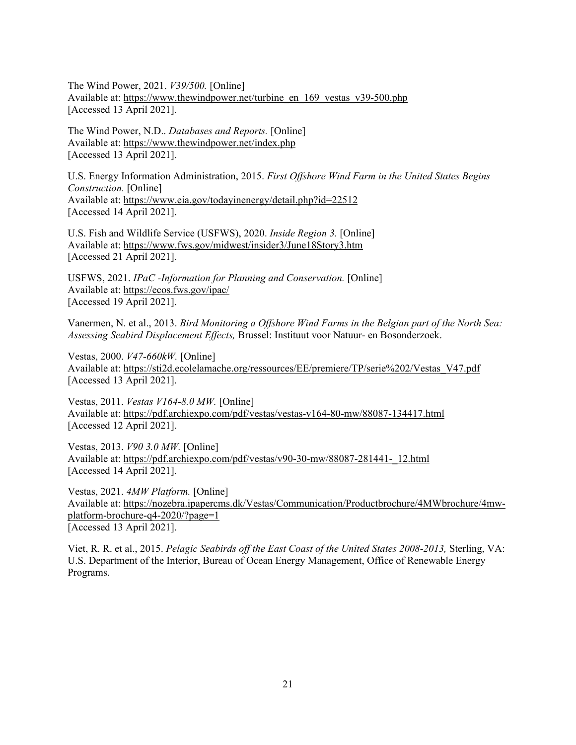The Wind Power, 2021. *V39/500.* [Online]
Available at: https://www.thewindpower.net/turbine_en_169_vestas_v39-500.php
[Accessed 13 April 2021].

The Wind Power, N.D.. *Databases and Reports.* [Online]
Available at: https://www.thewindpower.net/index.php
[Accessed 13 April 2021].

U.S. Energy Information Administration, 2015. *First Offshore Wind Farm in the United States Begins Construction.* [Online]
Available at: https://www.eia.gov/todayinenergy/detail.php?id=22512
[Accessed 14 April 2021].

U.S. Fish and Wildlife Service (USFWS), 2020. *Inside Region 3.* [Online]
Available at: https://www.fws.gov/midwest/insider3/June18Story3.htm
[Accessed 21 April 2021].

USFWS, 2021. *IPaC -Information for Planning and Conservation.* [Online]
Available at: https://ecos.fws.gov/ipac/
[Accessed 19 April 2021].

Vanermen, N. et al., 2013. *Bird Monitoring a Offshore Wind Farms in the Belgian part of the North Sea: Assessing Seabird Displacement Effects,* Brussel: Instituut voor Natuur- en Bosonderzoek.

Vestas, 2000. *V47-660kW.* [Online]
Available at: https://sti2d.ecolelamache.org/ressources/EE/premiere/TP/serie%202/Vestas_V47.pdf
[Accessed 13 April 2021].

Vestas, 2011. *Vestas V164-8.0 MW.* [Online]
Available at: https://pdf.archiexpo.com/pdf/vestas/vestas-v164-80-mw/88087-134417.html
[Accessed 12 April 2021].

Vestas, 2013. *V90 3.0 MW.* [Online]
Available at: https://pdf.archiexpo.com/pdf/vestas/v90-30-mw/88087-281441-_12.html
[Accessed 14 April 2021].

Vestas, 2021. *4MW Platform.* [Online]
Available at: https://nozebra.ipapercms.dk/Vestas/Communication/Productbrochure/4MWbrochure/4mw-platform-brochure-q4-2020/?page=1
[Accessed 13 April 2021].

Viet, R. R. et al., 2015. *Pelagic Seabirds off the East Coast of the United States 2008-2013,* Sterling, VA: U.S. Department of the Interior, Bureau of Ocean Energy Management, Office of Renewable Energy Programs.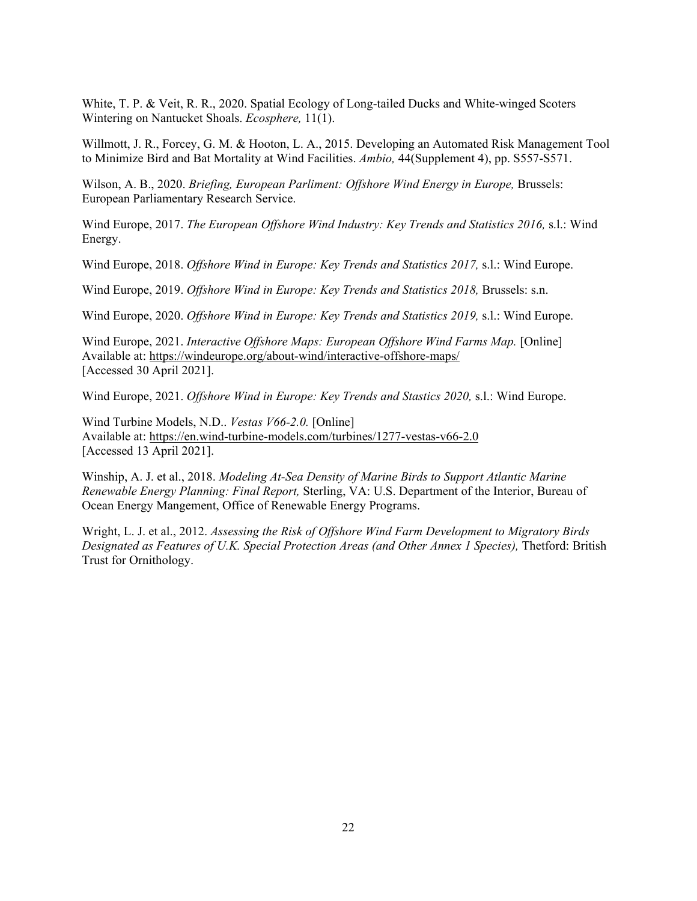White, T. P. & Veit, R. R., 2020. Spatial Ecology of Long-tailed Ducks and White-winged Scoters Wintering on Nantucket Shoals. *Ecosphere,* 11(1).

Willmott, J. R., Forcey, G. M. & Hooton, L. A., 2015. Developing an Automated Risk Management Tool to Minimize Bird and Bat Mortality at Wind Facilities. *Ambio,* 44(Supplement 4), pp. S557-S571.

Wilson, A. B., 2020. *Briefing, European Parliment: Offshore Wind Energy in Europe,* Brussels: European Parliamentary Research Service.

Wind Europe, 2017. *The European Offshore Wind Industry: Key Trends and Statistics 2016,* s.l.: Wind Energy.

Wind Europe, 2018. *Offshore Wind in Europe: Key Trends and Statistics 2017,* s.l.: Wind Europe.

Wind Europe, 2019. *Offshore Wind in Europe: Key Trends and Statistics 2018,* Brussels: s.n.

Wind Europe, 2020. *Offshore Wind in Europe: Key Trends and Statistics 2019,* s.l.: Wind Europe.

Wind Europe, 2021. *Interactive Offshore Maps: European Offshore Wind Farms Map.* [Online]
Available at: https://windeurope.org/about-wind/interactive-offshore-maps/
[Accessed 30 April 2021].

Wind Europe, 2021. *Offshore Wind in Europe: Key Trends and Stastics 2020,* s.l.: Wind Europe.

Wind Turbine Models, N.D.. *Vestas V66-2.0.* [Online]
Available at: https://en.wind-turbine-models.com/turbines/1277-vestas-v66-2.0
[Accessed 13 April 2021].

Winship, A. J. et al., 2018. *Modeling At-Sea Density of Marine Birds to Support Atlantic Marine Renewable Energy Planning: Final Report,* Sterling, VA: U.S. Department of the Interior, Bureau of Ocean Energy Mangement, Office of Renewable Energy Programs.

Wright, L. J. et al., 2012. *Assessing the Risk of Offshore Wind Farm Development to Migratory Birds Designated as Features of U.K. Special Protection Areas (and Other Annex 1 Species),* Thetford: British Trust for Ornithology.